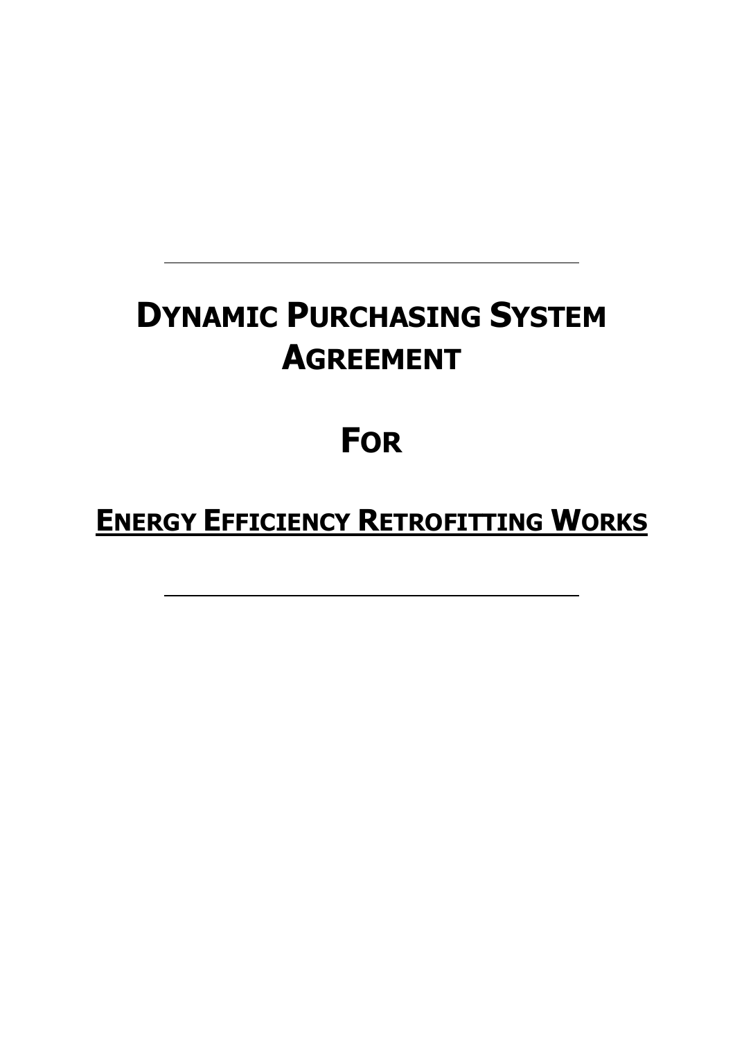---

# DYNAMIC PURCHASING SYSTEM AGREEMENT

# FOR

# ENERGY EFFICIENCY RETROFITTING WORKS

---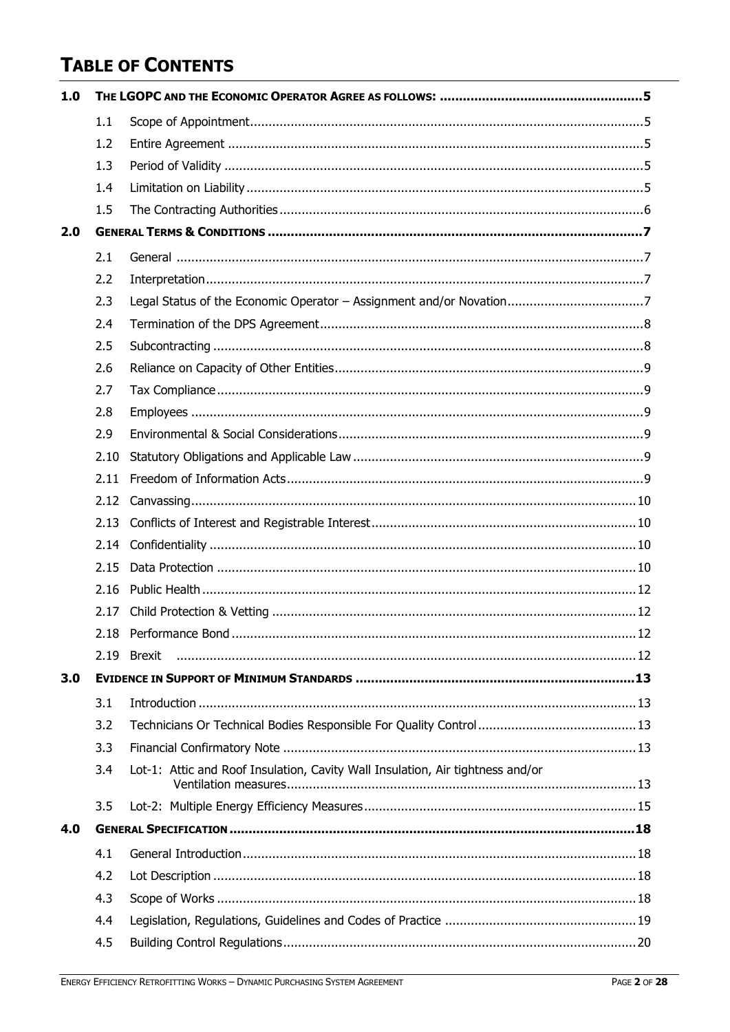# TABLE OF CONTENTS

| | | | |
|---|---|---|---|
| **1.0** | **THE LGOPC AND THE ECONOMIC OPERATOR AGREE AS FOLLOWS:** | | **5** |
| | 1.1 | Scope of Appointment | 5 |
| | 1.2 | Entire Agreement | 5 |
| | 1.3 | Period of Validity | 5 |
| | 1.4 | Limitation on Liability | 5 |
| | 1.5 | The Contracting Authorities | 6 |
| **2.0** | **GENERAL TERMS & CONDITIONS** | | **7** |
| | 2.1 | General | 7 |
| | 2.2 | Interpretation | 7 |
| | 2.3 | Legal Status of the Economic Operator – Assignment and/or Novation | 7 |
| | 2.4 | Termination of the DPS Agreement | 8 |
| | 2.5 | Subcontracting | 8 |
| | 2.6 | Reliance on Capacity of Other Entities | 9 |
| | 2.7 | Tax Compliance | 9 |
| | 2.8 | Employees | 9 |
| | 2.9 | Environmental & Social Considerations | 9 |
| | 2.10 | Statutory Obligations and Applicable Law | 9 |
| | 2.11 | Freedom of Information Acts | 9 |
| | 2.12 | Canvassing | 10 |
| | 2.13 | Conflicts of Interest and Registrable Interest | 10 |
| | 2.14 | Confidentiality | 10 |
| | 2.15 | Data Protection | 10 |
| | 2.16 | Public Health | 12 |
| | 2.17 | Child Protection & Vetting | 12 |
| | 2.18 | Performance Bond | 12 |
| | 2.19 | Brexit | 12 |
| **3.0** | **EVIDENCE IN SUPPORT OF MINIMUM STANDARDS** | | **13** |
| | 3.1 | Introduction | 13 |
| | 3.2 | Technicians Or Technical Bodies Responsible For Quality Control | 13 |
| | 3.3 | Financial Confirmatory Note | 13 |
| | 3.4 | Lot-1: Attic and Roof Insulation, Cavity Wall Insulation, Air tightness and/or Ventilation measures | 13 |
| | 3.5 | Lot-2: Multiple Energy Efficiency Measures | 15 |
| **4.0** | **GENERAL SPECIFICATION** | | **18** |
| | 4.1 | General Introduction | 18 |
| | 4.2 | Lot Description | 18 |
| | 4.3 | Scope of Works | 18 |
| | 4.4 | Legislation, Regulations, Guidelines and Codes of Practice | 19 |
| | 4.5 | Building Control Regulations | 20 |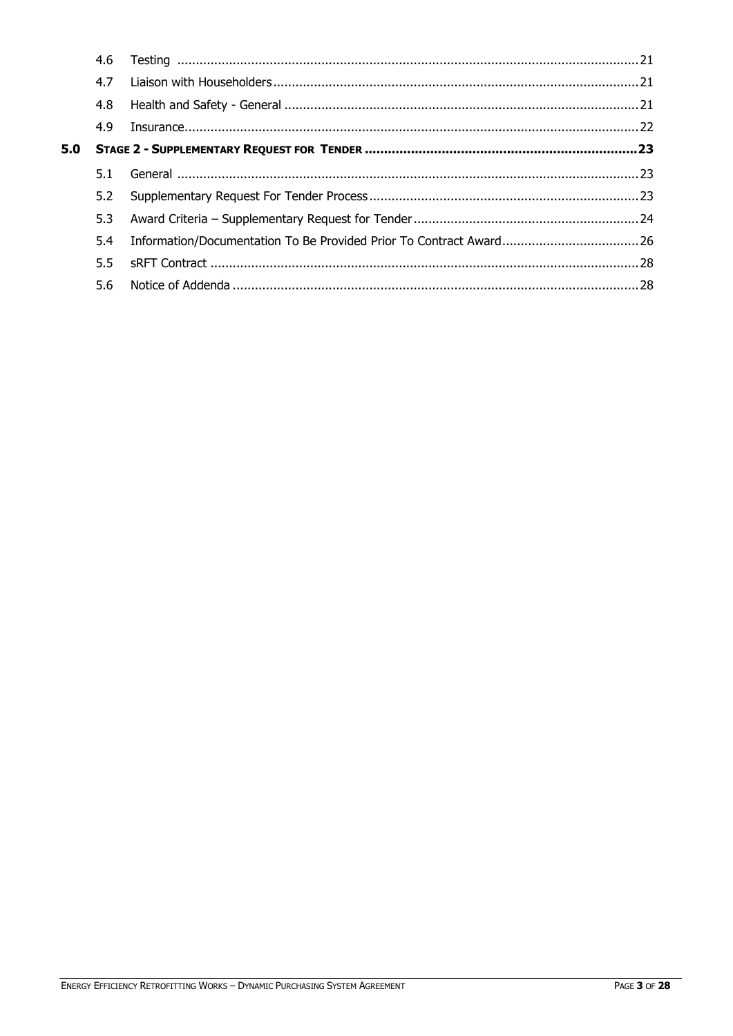| | | |
|---|---|---|
| 4.6 | Testing | 21 |
| 4.7 | Liaison with Householders | 21 |
| 4.8 | Health and Safety - General | 21 |
| 4.9 | Insurance | 22 |
| **5.0** | **STAGE 2 - SUPPLEMENTARY REQUEST FOR TENDER** | **23** |
| 5.1 | General | 23 |
| 5.2 | Supplementary Request For Tender Process | 23 |
| 5.3 | Award Criteria – Supplementary Request for Tender | 24 |
| 5.4 | Information/Documentation To Be Provided Prior To Contract Award | 26 |
| 5.5 | sRFT Contract | 28 |
| 5.6 | Notice of Addenda | 28 |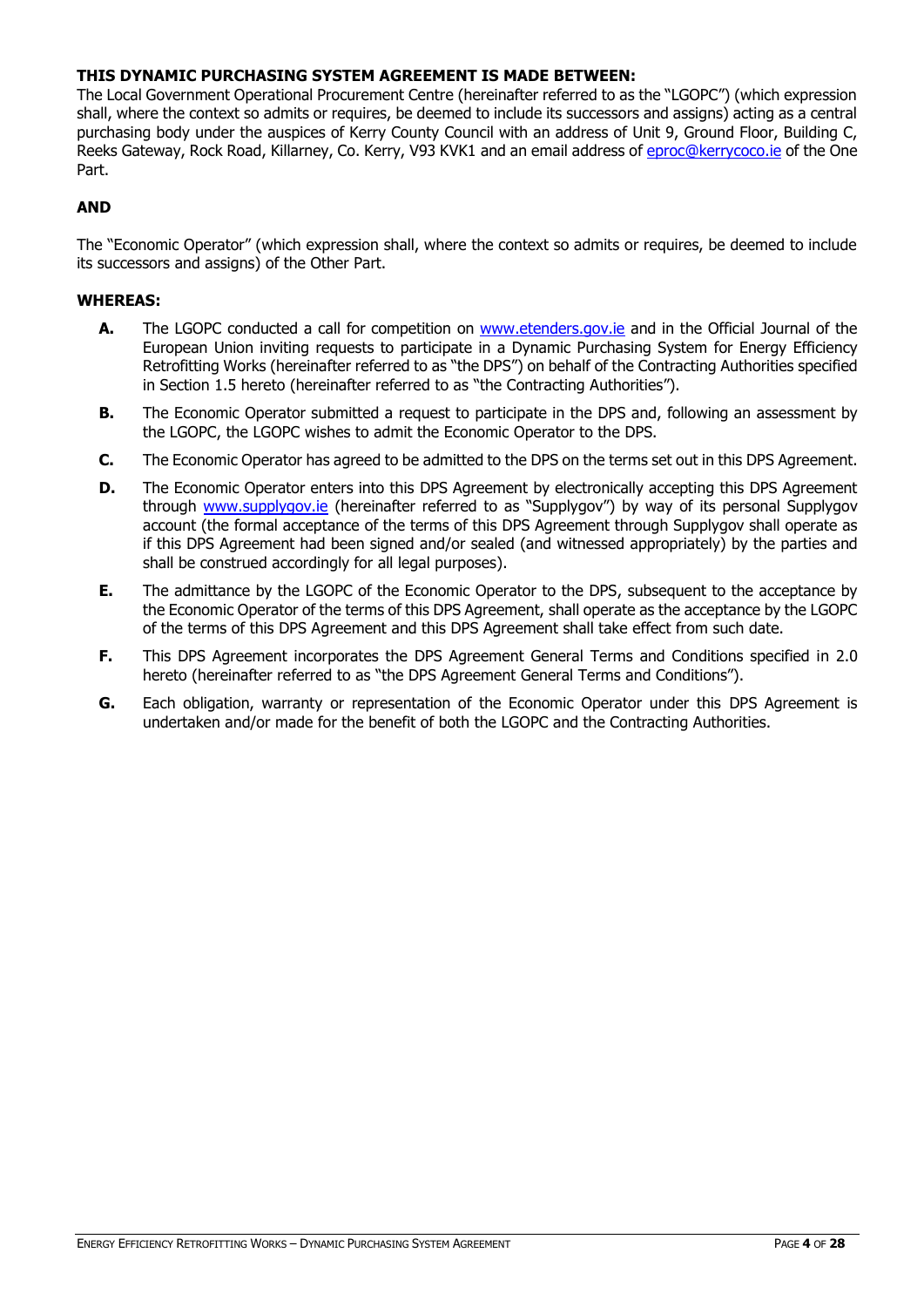**THIS DYNAMIC PURCHASING SYSTEM AGREEMENT IS MADE BETWEEN:**

The Local Government Operational Procurement Centre (hereinafter referred to as the "LGOPC") (which expression shall, where the context so admits or requires, be deemed to include its successors and assigns) acting as a central purchasing body under the auspices of Kerry County Council with an address of Unit 9, Ground Floor, Building C, Reeks Gateway, Rock Road, Killarney, Co. Kerry, V93 KVK1 and an email address of eproc@kerrycoco.ie of the One Part.

**AND**

The "Economic Operator" (which expression shall, where the context so admits or requires, be deemed to include its successors and assigns) of the Other Part.

**WHEREAS:**

**A.** The LGOPC conducted a call for competition on www.etenders.gov.ie and in the Official Journal of the European Union inviting requests to participate in a Dynamic Purchasing System for Energy Efficiency Retrofitting Works (hereinafter referred to as "the DPS") on behalf of the Contracting Authorities specified in Section 1.5 hereto (hereinafter referred to as "the Contracting Authorities").

**B.** The Economic Operator submitted a request to participate in the DPS and, following an assessment by the LGOPC, the LGOPC wishes to admit the Economic Operator to the DPS.

**C.** The Economic Operator has agreed to be admitted to the DPS on the terms set out in this DPS Agreement.

**D.** The Economic Operator enters into this DPS Agreement by electronically accepting this DPS Agreement through www.supplygov.ie (hereinafter referred to as "Supplygov") by way of its personal Supplygov account (the formal acceptance of the terms of this DPS Agreement through Supplygov shall operate as if this DPS Agreement had been signed and/or sealed (and witnessed appropriately) by the parties and shall be construed accordingly for all legal purposes).

**E.** The admittance by the LGOPC of the Economic Operator to the DPS, subsequent to the acceptance by the Economic Operator of the terms of this DPS Agreement, shall operate as the acceptance by the LGOPC of the terms of this DPS Agreement and this DPS Agreement shall take effect from such date.

**F.** This DPS Agreement incorporates the DPS Agreement General Terms and Conditions specified in 2.0 hereto (hereinafter referred to as "the DPS Agreement General Terms and Conditions").

**G.** Each obligation, warranty or representation of the Economic Operator under this DPS Agreement is undertaken and/or made for the benefit of both the LGOPC and the Contracting Authorities.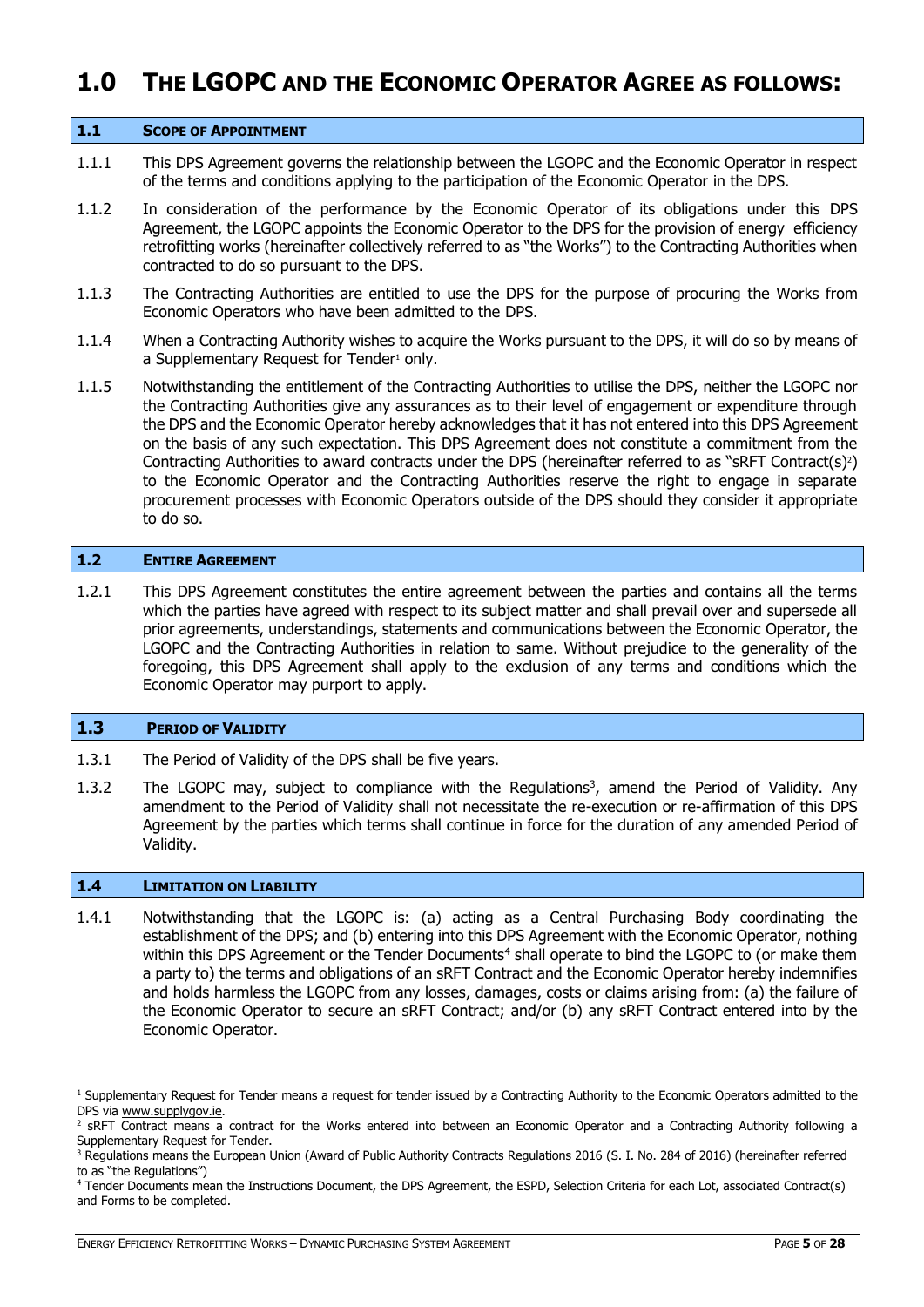# 1.0 THE LGOPC AND THE ECONOMIC OPERATOR AGREE AS FOLLOWS:

## 1.1 SCOPE OF APPOINTMENT

1.1.1 This DPS Agreement governs the relationship between the LGOPC and the Economic Operator in respect of the terms and conditions applying to the participation of the Economic Operator in the DPS.

1.1.2 In consideration of the performance by the Economic Operator of its obligations under this DPS Agreement, the LGOPC appoints the Economic Operator to the DPS for the provision of energy efficiency retrofitting works (hereinafter collectively referred to as "the Works") to the Contracting Authorities when contracted to do so pursuant to the DPS.

1.1.3 The Contracting Authorities are entitled to use the DPS for the purpose of procuring the Works from Economic Operators who have been admitted to the DPS.

1.1.4 When a Contracting Authority wishes to acquire the Works pursuant to the DPS, it will do so by means of a Supplementary Request for Tender[1] only.

1.1.5 Notwithstanding the entitlement of the Contracting Authorities to utilise the DPS, neither the LGOPC nor the Contracting Authorities give any assurances as to their level of engagement or expenditure through the DPS and the Economic Operator hereby acknowledges that it has not entered into this DPS Agreement on the basis of any such expectation. This DPS Agreement does not constitute a commitment from the Contracting Authorities to award contracts under the DPS (hereinafter referred to as "sRFT Contract(s)[2]) to the Economic Operator and the Contracting Authorities reserve the right to engage in separate procurement processes with Economic Operators outside of the DPS should they consider it appropriate to do so.

## 1.2 ENTIRE AGREEMENT

1.2.1 This DPS Agreement constitutes the entire agreement between the parties and contains all the terms which the parties have agreed with respect to its subject matter and shall prevail over and supersede all prior agreements, understandings, statements and communications between the Economic Operator, the LGOPC and the Contracting Authorities in relation to same. Without prejudice to the generality of the foregoing, this DPS Agreement shall apply to the exclusion of any terms and conditions which the Economic Operator may purport to apply.

## 1.3 PERIOD OF VALIDITY

1.3.1 The Period of Validity of the DPS shall be five years.

1.3.2 The LGOPC may, subject to compliance with the Regulations[3], amend the Period of Validity. Any amendment to the Period of Validity shall not necessitate the re-execution or re-affirmation of this DPS Agreement by the parties which terms shall continue in force for the duration of any amended Period of Validity.

## 1.4 LIMITATION ON LIABILITY

1.4.1 Notwithstanding that the LGOPC is: (a) acting as a Central Purchasing Body coordinating the establishment of the DPS; and (b) entering into this DPS Agreement with the Economic Operator, nothing within this DPS Agreement or the Tender Documents[4] shall operate to bind the LGOPC to (or make them a party to) the terms and obligations of an sRFT Contract and the Economic Operator hereby indemnifies and holds harmless the LGOPC from any losses, damages, costs or claims arising from: (a) the failure of the Economic Operator to secure an sRFT Contract; and/or (b) any sRFT Contract entered into by the Economic Operator.

---

[1] Supplementary Request for Tender means a request for tender issued by a Contracting Authority to the Economic Operators admitted to the DPS via www.supplygov.ie.

[2] sRFT Contract means a contract for the Works entered into between an Economic Operator and a Contracting Authority following a Supplementary Request for Tender.

[3] Regulations means the European Union (Award of Public Authority Contracts Regulations 2016 (S. I. No. 284 of 2016) (hereinafter referred to as "the Regulations")

[4] Tender Documents mean the Instructions Document, the DPS Agreement, the ESPD, Selection Criteria for each Lot, associated Contract(s) and Forms to be completed.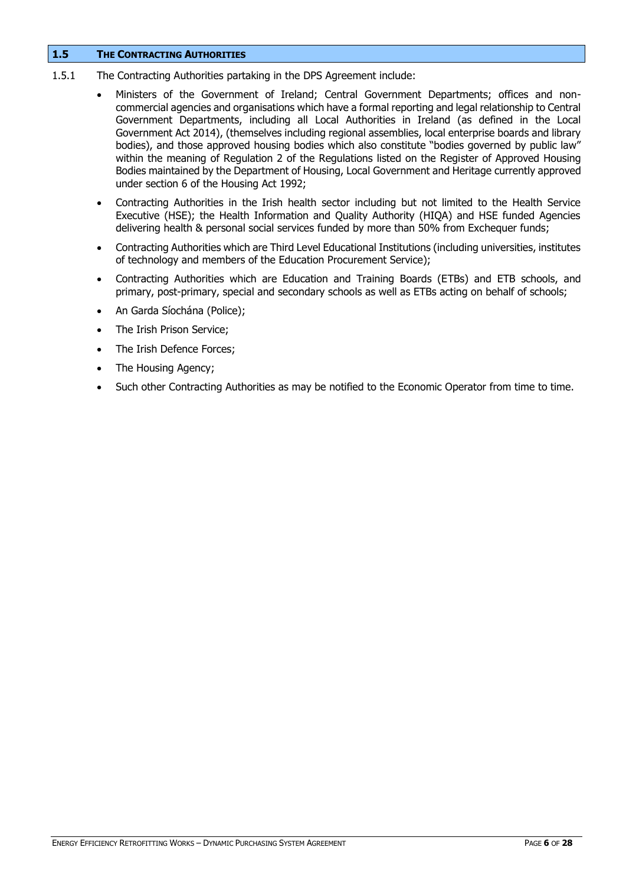## 1.5 THE CONTRACTING AUTHORITIES

1.5.1 The Contracting Authorities partaking in the DPS Agreement include:

- Ministers of the Government of Ireland; Central Government Departments; offices and non-commercial agencies and organisations which have a formal reporting and legal relationship to Central Government Departments, including all Local Authorities in Ireland (as defined in the Local Government Act 2014), (themselves including regional assemblies, local enterprise boards and library bodies), and those approved housing bodies which also constitute "bodies governed by public law" within the meaning of Regulation 2 of the Regulations listed on the Register of Approved Housing Bodies maintained by the Department of Housing, Local Government and Heritage currently approved under section 6 of the Housing Act 1992;
- Contracting Authorities in the Irish health sector including but not limited to the Health Service Executive (HSE); the Health Information and Quality Authority (HIQA) and HSE funded Agencies delivering health & personal social services funded by more than 50% from Exchequer funds;
- Contracting Authorities which are Third Level Educational Institutions (including universities, institutes of technology and members of the Education Procurement Service);
- Contracting Authorities which are Education and Training Boards (ETBs) and ETB schools, and primary, post-primary, special and secondary schools as well as ETBs acting on behalf of schools;
- An Garda Síochána (Police);
- The Irish Prison Service;
- The Irish Defence Forces;
- The Housing Agency;
- Such other Contracting Authorities as may be notified to the Economic Operator from time to time.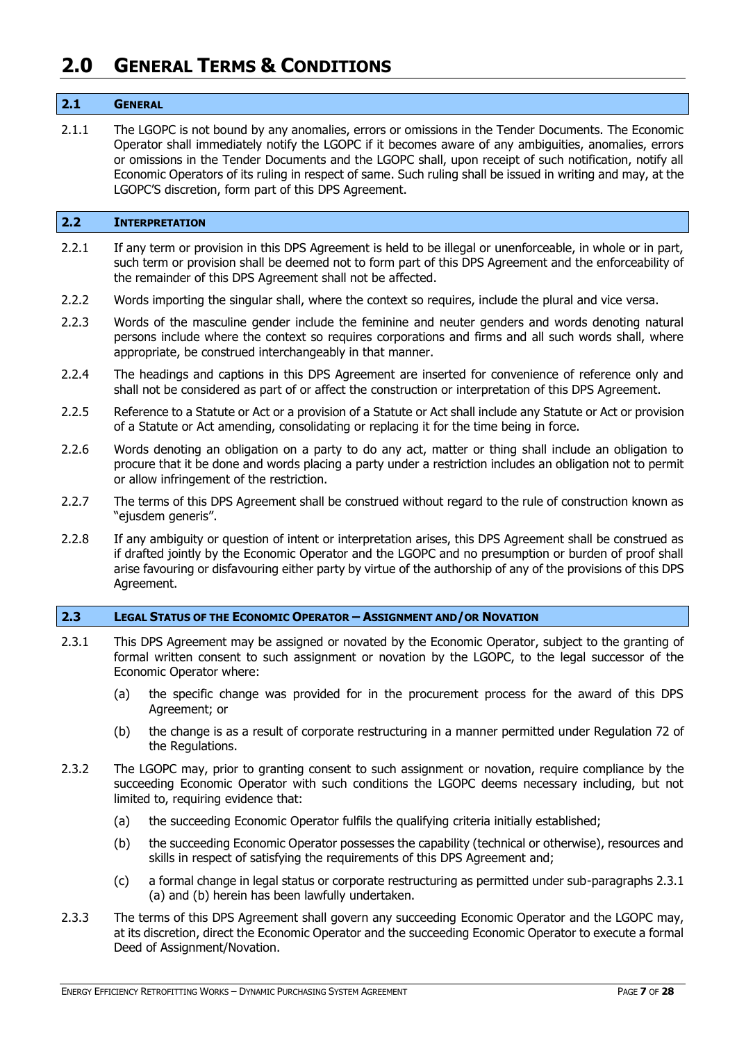# 2.0 General Terms & Conditions

## 2.1 General

2.1.1 The LGOPC is not bound by any anomalies, errors or omissions in the Tender Documents. The Economic Operator shall immediately notify the LGOPC if it becomes aware of any ambiguities, anomalies, errors or omissions in the Tender Documents and the LGOPC shall, upon receipt of such notification, notify all Economic Operators of its ruling in respect of same. Such ruling shall be issued in writing and may, at the LGOPC'S discretion, form part of this DPS Agreement.

## 2.2 Interpretation

2.2.1 If any term or provision in this DPS Agreement is held to be illegal or unenforceable, in whole or in part, such term or provision shall be deemed not to form part of this DPS Agreement and the enforceability of the remainder of this DPS Agreement shall not be affected.

2.2.2 Words importing the singular shall, where the context so requires, include the plural and vice versa.

2.2.3 Words of the masculine gender include the feminine and neuter genders and words denoting natural persons include where the context so requires corporations and firms and all such words shall, where appropriate, be construed interchangeably in that manner.

2.2.4 The headings and captions in this DPS Agreement are inserted for convenience of reference only and shall not be considered as part of or affect the construction or interpretation of this DPS Agreement.

2.2.5 Reference to a Statute or Act or a provision of a Statute or Act shall include any Statute or Act or provision of a Statute or Act amending, consolidating or replacing it for the time being in force.

2.2.6 Words denoting an obligation on a party to do any act, matter or thing shall include an obligation to procure that it be done and words placing a party under a restriction includes an obligation not to permit or allow infringement of the restriction.

2.2.7 The terms of this DPS Agreement shall be construed without regard to the rule of construction known as "ejusdem generis".

2.2.8 If any ambiguity or question of intent or interpretation arises, this DPS Agreement shall be construed as if drafted jointly by the Economic Operator and the LGOPC and no presumption or burden of proof shall arise favouring or disfavouring either party by virtue of the authorship of any of the provisions of this DPS Agreement.

## 2.3 Legal Status of the Economic Operator – Assignment and/or Novation

2.3.1 This DPS Agreement may be assigned or novated by the Economic Operator, subject to the granting of formal written consent to such assignment or novation by the LGOPC, to the legal successor of the Economic Operator where:

(a) the specific change was provided for in the procurement process for the award of this DPS Agreement; or

(b) the change is as a result of corporate restructuring in a manner permitted under Regulation 72 of the Regulations.

2.3.2 The LGOPC may, prior to granting consent to such assignment or novation, require compliance by the succeeding Economic Operator with such conditions the LGOPC deems necessary including, but not limited to, requiring evidence that:

(a) the succeeding Economic Operator fulfils the qualifying criteria initially established;

(b) the succeeding Economic Operator possesses the capability (technical or otherwise), resources and skills in respect of satisfying the requirements of this DPS Agreement and;

(c) a formal change in legal status or corporate restructuring as permitted under sub-paragraphs 2.3.1 (a) and (b) herein has been lawfully undertaken.

2.3.3 The terms of this DPS Agreement shall govern any succeeding Economic Operator and the LGOPC may, at its discretion, direct the Economic Operator and the succeeding Economic Operator to execute a formal Deed of Assignment/Novation.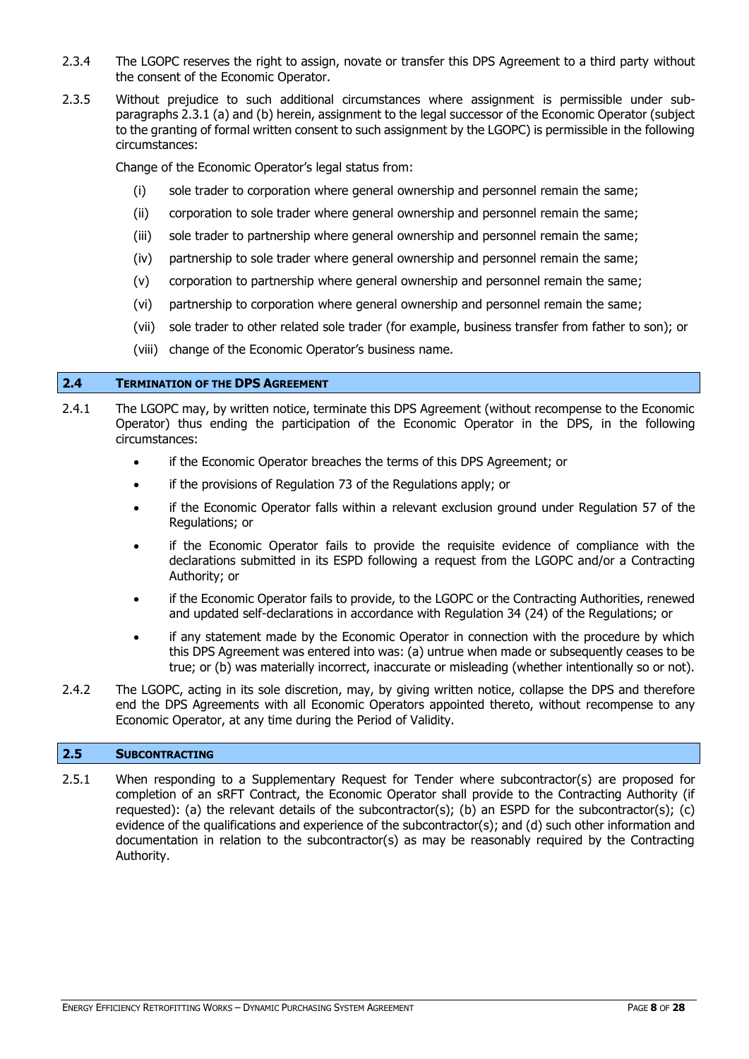2.3.4 The LGOPC reserves the right to assign, novate or transfer this DPS Agreement to a third party without the consent of the Economic Operator.

2.3.5 Without prejudice to such additional circumstances where assignment is permissible under sub-paragraphs 2.3.1 (a) and (b) herein, assignment to the legal successor of the Economic Operator (subject to the granting of formal written consent to such assignment by the LGOPC) is permissible in the following circumstances:

Change of the Economic Operator's legal status from:

(i) sole trader to corporation where general ownership and personnel remain the same;

(ii) corporation to sole trader where general ownership and personnel remain the same;

(iii) sole trader to partnership where general ownership and personnel remain the same;

(iv) partnership to sole trader where general ownership and personnel remain the same;

(v) corporation to partnership where general ownership and personnel remain the same;

(vi) partnership to corporation where general ownership and personnel remain the same;

(vii) sole trader to other related sole trader (for example, business transfer from father to son); or

(viii) change of the Economic Operator's business name.

## 2.4 TERMINATION OF THE DPS AGREEMENT

2.4.1 The LGOPC may, by written notice, terminate this DPS Agreement (without recompense to the Economic Operator) thus ending the participation of the Economic Operator in the DPS, in the following circumstances:

- if the Economic Operator breaches the terms of this DPS Agreement; or
- if the provisions of Regulation 73 of the Regulations apply; or
- if the Economic Operator falls within a relevant exclusion ground under Regulation 57 of the Regulations; or
- if the Economic Operator fails to provide the requisite evidence of compliance with the declarations submitted in its ESPD following a request from the LGOPC and/or a Contracting Authority; or
- if the Economic Operator fails to provide, to the LGOPC or the Contracting Authorities, renewed and updated self-declarations in accordance with Regulation 34 (24) of the Regulations; or
- if any statement made by the Economic Operator in connection with the procedure by which this DPS Agreement was entered into was: (a) untrue when made or subsequently ceases to be true; or (b) was materially incorrect, inaccurate or misleading (whether intentionally so or not).

2.4.2 The LGOPC, acting in its sole discretion, may, by giving written notice, collapse the DPS and therefore end the DPS Agreements with all Economic Operators appointed thereto, without recompense to any Economic Operator, at any time during the Period of Validity.

## 2.5 SUBCONTRACTING

2.5.1 When responding to a Supplementary Request for Tender where subcontractor(s) are proposed for completion of an sRFT Contract, the Economic Operator shall provide to the Contracting Authority (if requested): (a) the relevant details of the subcontractor(s); (b) an ESPD for the subcontractor(s); (c) evidence of the qualifications and experience of the subcontractor(s); and (d) such other information and documentation in relation to the subcontractor(s) as may be reasonably required by the Contracting Authority.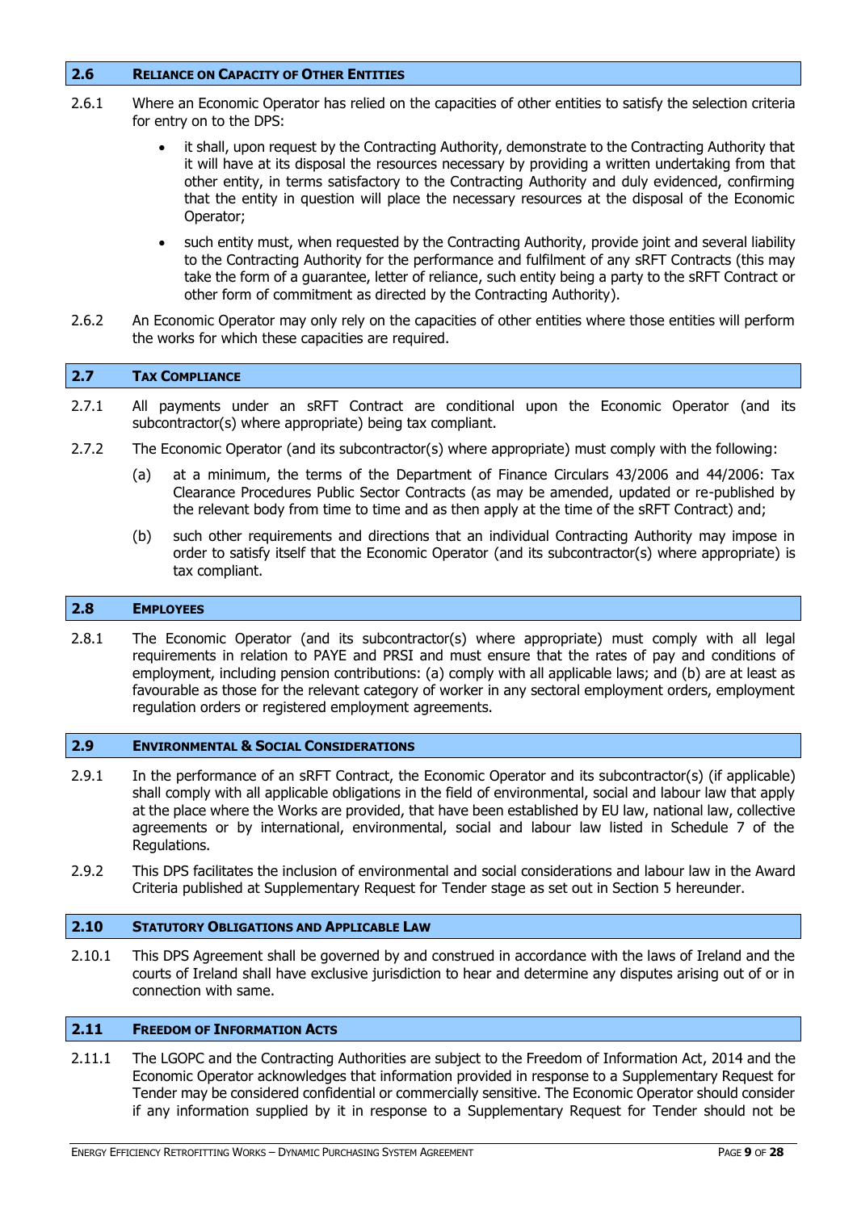## 2.6 RELIANCE ON CAPACITY OF OTHER ENTITIES

2.6.1 Where an Economic Operator has relied on the capacities of other entities to satisfy the selection criteria for entry on to the DPS:

- it shall, upon request by the Contracting Authority, demonstrate to the Contracting Authority that it will have at its disposal the resources necessary by providing a written undertaking from that other entity, in terms satisfactory to the Contracting Authority and duly evidenced, confirming that the entity in question will place the necessary resources at the disposal of the Economic Operator;
- such entity must, when requested by the Contracting Authority, provide joint and several liability to the Contracting Authority for the performance and fulfilment of any sRFT Contracts (this may take the form of a guarantee, letter of reliance, such entity being a party to the sRFT Contract or other form of commitment as directed by the Contracting Authority).

2.6.2 An Economic Operator may only rely on the capacities of other entities where those entities will perform the works for which these capacities are required.

## 2.7 TAX COMPLIANCE

2.7.1 All payments under an sRFT Contract are conditional upon the Economic Operator (and its subcontractor(s) where appropriate) being tax compliant.

2.7.2 The Economic Operator (and its subcontractor(s) where appropriate) must comply with the following:

(a) at a minimum, the terms of the Department of Finance Circulars 43/2006 and 44/2006: Tax Clearance Procedures Public Sector Contracts (as may be amended, updated or re-published by the relevant body from time to time and as then apply at the time of the sRFT Contract) and;

(b) such other requirements and directions that an individual Contracting Authority may impose in order to satisfy itself that the Economic Operator (and its subcontractor(s) where appropriate) is tax compliant.

## 2.8 EMPLOYEES

2.8.1 The Economic Operator (and its subcontractor(s) where appropriate) must comply with all legal requirements in relation to PAYE and PRSI and must ensure that the rates of pay and conditions of employment, including pension contributions: (a) comply with all applicable laws; and (b) are at least as favourable as those for the relevant category of worker in any sectoral employment orders, employment regulation orders or registered employment agreements.

## 2.9 ENVIRONMENTAL & SOCIAL CONSIDERATIONS

2.9.1 In the performance of an sRFT Contract, the Economic Operator and its subcontractor(s) (if applicable) shall comply with all applicable obligations in the field of environmental, social and labour law that apply at the place where the Works are provided, that have been established by EU law, national law, collective agreements or by international, environmental, social and labour law listed in Schedule 7 of the Regulations.

2.9.2 This DPS facilitates the inclusion of environmental and social considerations and labour law in the Award Criteria published at Supplementary Request for Tender stage as set out in Section 5 hereunder.

## 2.10 STATUTORY OBLIGATIONS AND APPLICABLE LAW

2.10.1 This DPS Agreement shall be governed by and construed in accordance with the laws of Ireland and the courts of Ireland shall have exclusive jurisdiction to hear and determine any disputes arising out of or in connection with same.

## 2.11 FREEDOM OF INFORMATION ACTS

2.11.1 The LGOPC and the Contracting Authorities are subject to the Freedom of Information Act, 2014 and the Economic Operator acknowledges that information provided in response to a Supplementary Request for Tender may be considered confidential or commercially sensitive. The Economic Operator should consider if any information supplied by it in response to a Supplementary Request for Tender should not be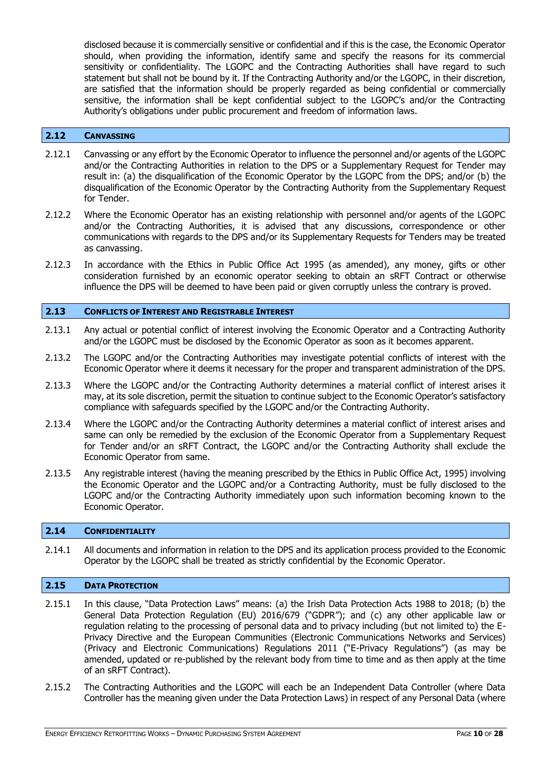disclosed because it is commercially sensitive or confidential and if this is the case, the Economic Operator should, when providing the information, identify same and specify the reasons for its commercial sensitivity or confidentiality. The LGOPC and the Contracting Authorities shall have regard to such statement but shall not be bound by it. If the Contracting Authority and/or the LGOPC, in their discretion, are satisfied that the information should be properly regarded as being confidential or commercially sensitive, the information shall be kept confidential subject to the LGOPC's and/or the Contracting Authority's obligations under public procurement and freedom of information laws.

## 2.12 CANVASSING

2.12.1 Canvassing or any effort by the Economic Operator to influence the personnel and/or agents of the LGOPC and/or the Contracting Authorities in relation to the DPS or a Supplementary Request for Tender may result in: (a) the disqualification of the Economic Operator by the LGOPC from the DPS; and/or (b) the disqualification of the Economic Operator by the Contracting Authority from the Supplementary Request for Tender.

2.12.2 Where the Economic Operator has an existing relationship with personnel and/or agents of the LGOPC and/or the Contracting Authorities, it is advised that any discussions, correspondence or other communications with regards to the DPS and/or its Supplementary Requests for Tenders may be treated as canvassing.

2.12.3 In accordance with the Ethics in Public Office Act 1995 (as amended), any money, gifts or other consideration furnished by an economic operator seeking to obtain an sRFT Contract or otherwise influence the DPS will be deemed to have been paid or given corruptly unless the contrary is proved.

## 2.13 CONFLICTS OF INTEREST AND REGISTRABLE INTEREST

2.13.1 Any actual or potential conflict of interest involving the Economic Operator and a Contracting Authority and/or the LGOPC must be disclosed by the Economic Operator as soon as it becomes apparent.

2.13.2 The LGOPC and/or the Contracting Authorities may investigate potential conflicts of interest with the Economic Operator where it deems it necessary for the proper and transparent administration of the DPS.

2.13.3 Where the LGOPC and/or the Contracting Authority determines a material conflict of interest arises it may, at its sole discretion, permit the situation to continue subject to the Economic Operator's satisfactory compliance with safeguards specified by the LGOPC and/or the Contracting Authority.

2.13.4 Where the LGOPC and/or the Contracting Authority determines a material conflict of interest arises and same can only be remedied by the exclusion of the Economic Operator from a Supplementary Request for Tender and/or an sRFT Contract, the LGOPC and/or the Contracting Authority shall exclude the Economic Operator from same.

2.13.5 Any registrable interest (having the meaning prescribed by the Ethics in Public Office Act, 1995) involving the Economic Operator and the LGOPC and/or a Contracting Authority, must be fully disclosed to the LGOPC and/or the Contracting Authority immediately upon such information becoming known to the Economic Operator.

## 2.14 CONFIDENTIALITY

2.14.1 All documents and information in relation to the DPS and its application process provided to the Economic Operator by the LGOPC shall be treated as strictly confidential by the Economic Operator.

## 2.15 DATA PROTECTION

2.15.1 In this clause, "Data Protection Laws" means: (a) the Irish Data Protection Acts 1988 to 2018; (b) the General Data Protection Regulation (EU) 2016/679 ("GDPR"); and (c) any other applicable law or regulation relating to the processing of personal data and to privacy including (but not limited to) the E-Privacy Directive and the European Communities (Electronic Communications Networks and Services) (Privacy and Electronic Communications) Regulations 2011 ("E-Privacy Regulations") (as may be amended, updated or re-published by the relevant body from time to time and as then apply at the time of an sRFT Contract).

2.15.2 The Contracting Authorities and the LGOPC will each be an Independent Data Controller (where Data Controller has the meaning given under the Data Protection Laws) in respect of any Personal Data (where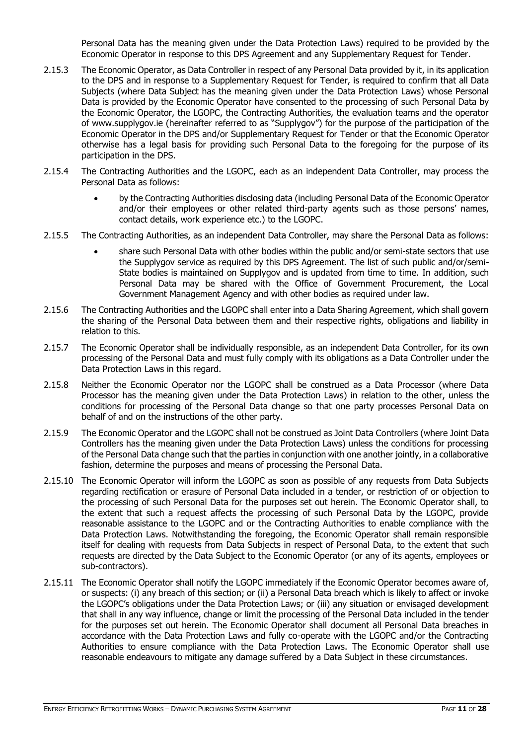Personal Data has the meaning given under the Data Protection Laws) required to be provided by the Economic Operator in response to this DPS Agreement and any Supplementary Request for Tender.

2.15.3 The Economic Operator, as Data Controller in respect of any Personal Data provided by it, in its application to the DPS and in response to a Supplementary Request for Tender, is required to confirm that all Data Subjects (where Data Subject has the meaning given under the Data Protection Laws) whose Personal Data is provided by the Economic Operator have consented to the processing of such Personal Data by the Economic Operator, the LGOPC, the Contracting Authorities, the evaluation teams and the operator of www.supplygov.ie (hereinafter referred to as "Supplygov") for the purpose of the participation of the Economic Operator in the DPS and/or Supplementary Request for Tender or that the Economic Operator otherwise has a legal basis for providing such Personal Data to the foregoing for the purpose of its participation in the DPS.

2.15.4 The Contracting Authorities and the LGOPC, each as an independent Data Controller, may process the Personal Data as follows:

- by the Contracting Authorities disclosing data (including Personal Data of the Economic Operator and/or their employees or other related third-party agents such as those persons' names, contact details, work experience etc.) to the LGOPC.

2.15.5 The Contracting Authorities, as an independent Data Controller, may share the Personal Data as follows:

- share such Personal Data with other bodies within the public and/or semi-state sectors that use the Supplygov service as required by this DPS Agreement. The list of such public and/or/semi-State bodies is maintained on Supplygov and is updated from time to time. In addition, such Personal Data may be shared with the Office of Government Procurement, the Local Government Management Agency and with other bodies as required under law.

2.15.6 The Contracting Authorities and the LGOPC shall enter into a Data Sharing Agreement, which shall govern the sharing of the Personal Data between them and their respective rights, obligations and liability in relation to this.

2.15.7 The Economic Operator shall be individually responsible, as an independent Data Controller, for its own processing of the Personal Data and must fully comply with its obligations as a Data Controller under the Data Protection Laws in this regard.

2.15.8 Neither the Economic Operator nor the LGOPC shall be construed as a Data Processor (where Data Processor has the meaning given under the Data Protection Laws) in relation to the other, unless the conditions for processing of the Personal Data change so that one party processes Personal Data on behalf of and on the instructions of the other party.

2.15.9 The Economic Operator and the LGOPC shall not be construed as Joint Data Controllers (where Joint Data Controllers has the meaning given under the Data Protection Laws) unless the conditions for processing of the Personal Data change such that the parties in conjunction with one another jointly, in a collaborative fashion, determine the purposes and means of processing the Personal Data.

2.15.10 The Economic Operator will inform the LGOPC as soon as possible of any requests from Data Subjects regarding rectification or erasure of Personal Data included in a tender, or restriction of or objection to the processing of such Personal Data for the purposes set out herein. The Economic Operator shall, to the extent that such a request affects the processing of such Personal Data by the LGOPC, provide reasonable assistance to the LGOPC and or the Contracting Authorities to enable compliance with the Data Protection Laws. Notwithstanding the foregoing, the Economic Operator shall remain responsible itself for dealing with requests from Data Subjects in respect of Personal Data, to the extent that such requests are directed by the Data Subject to the Economic Operator (or any of its agents, employees or sub-contractors).

2.15.11 The Economic Operator shall notify the LGOPC immediately if the Economic Operator becomes aware of, or suspects: (i) any breach of this section; or (ii) a Personal Data breach which is likely to affect or invoke the LGOPC's obligations under the Data Protection Laws; or (iii) any situation or envisaged development that shall in any way influence, change or limit the processing of the Personal Data included in the tender for the purposes set out herein. The Economic Operator shall document all Personal Data breaches in accordance with the Data Protection Laws and fully co-operate with the LGOPC and/or the Contracting Authorities to ensure compliance with the Data Protection Laws. The Economic Operator shall use reasonable endeavours to mitigate any damage suffered by a Data Subject in these circumstances.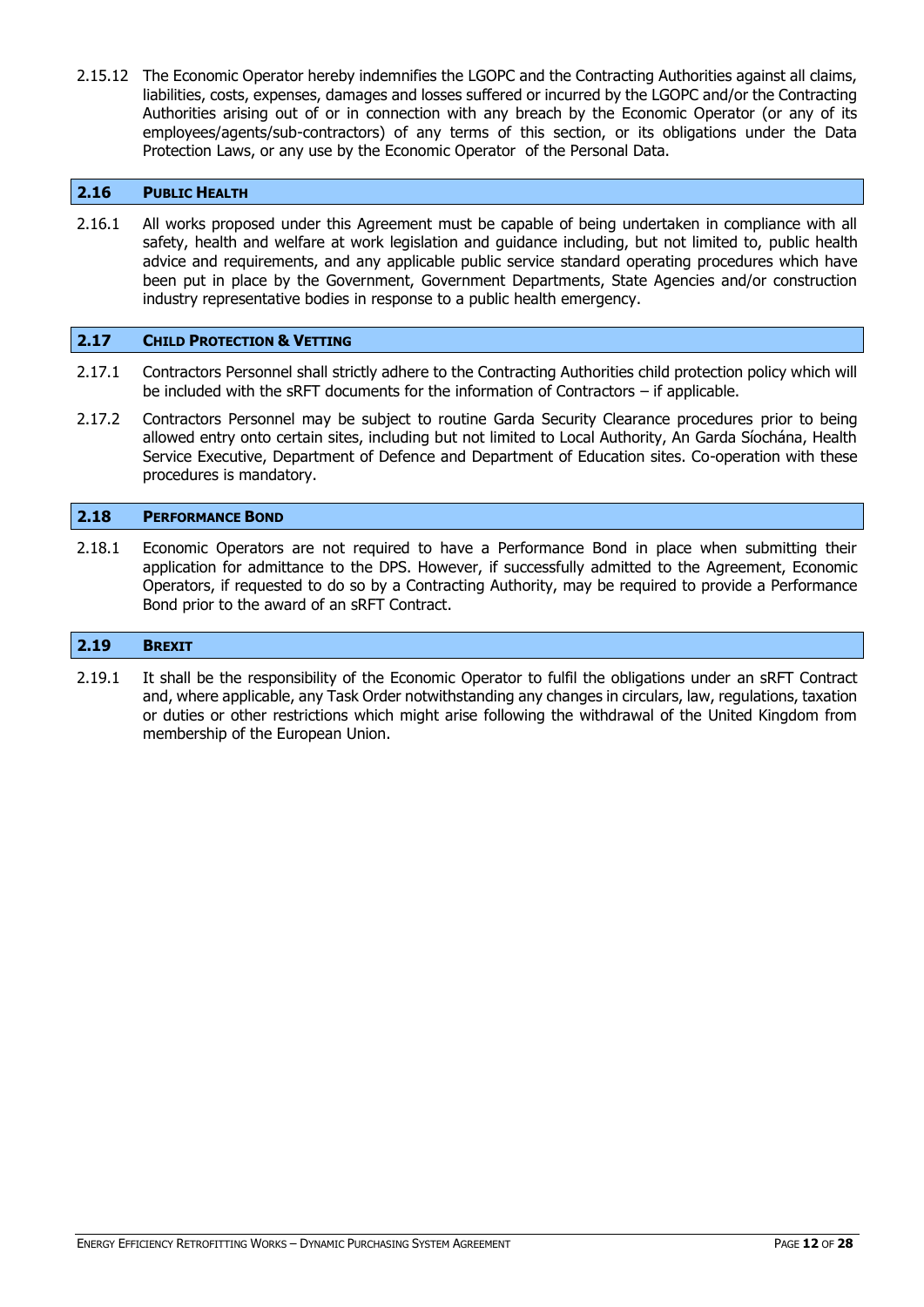2.15.12 The Economic Operator hereby indemnifies the LGOPC and the Contracting Authorities against all claims, liabilities, costs, expenses, damages and losses suffered or incurred by the LGOPC and/or the Contracting Authorities arising out of or in connection with any breach by the Economic Operator (or any of its employees/agents/sub-contractors) of any terms of this section, or its obligations under the Data Protection Laws, or any use by the Economic Operator of the Personal Data.

## 2.16 PUBLIC HEALTH

2.16.1 All works proposed under this Agreement must be capable of being undertaken in compliance with all safety, health and welfare at work legislation and guidance including, but not limited to, public health advice and requirements, and any applicable public service standard operating procedures which have been put in place by the Government, Government Departments, State Agencies and/or construction industry representative bodies in response to a public health emergency.

## 2.17 CHILD PROTECTION & VETTING

2.17.1 Contractors Personnel shall strictly adhere to the Contracting Authorities child protection policy which will be included with the sRFT documents for the information of Contractors – if applicable.

2.17.2 Contractors Personnel may be subject to routine Garda Security Clearance procedures prior to being allowed entry onto certain sites, including but not limited to Local Authority, An Garda Síochána, Health Service Executive, Department of Defence and Department of Education sites. Co-operation with these procedures is mandatory.

## 2.18 PERFORMANCE BOND

2.18.1 Economic Operators are not required to have a Performance Bond in place when submitting their application for admittance to the DPS. However, if successfully admitted to the Agreement, Economic Operators, if requested to do so by a Contracting Authority, may be required to provide a Performance Bond prior to the award of an sRFT Contract.

## 2.19 BREXIT

2.19.1 It shall be the responsibility of the Economic Operator to fulfil the obligations under an sRFT Contract and, where applicable, any Task Order notwithstanding any changes in circulars, law, regulations, taxation or duties or other restrictions which might arise following the withdrawal of the United Kingdom from membership of the European Union.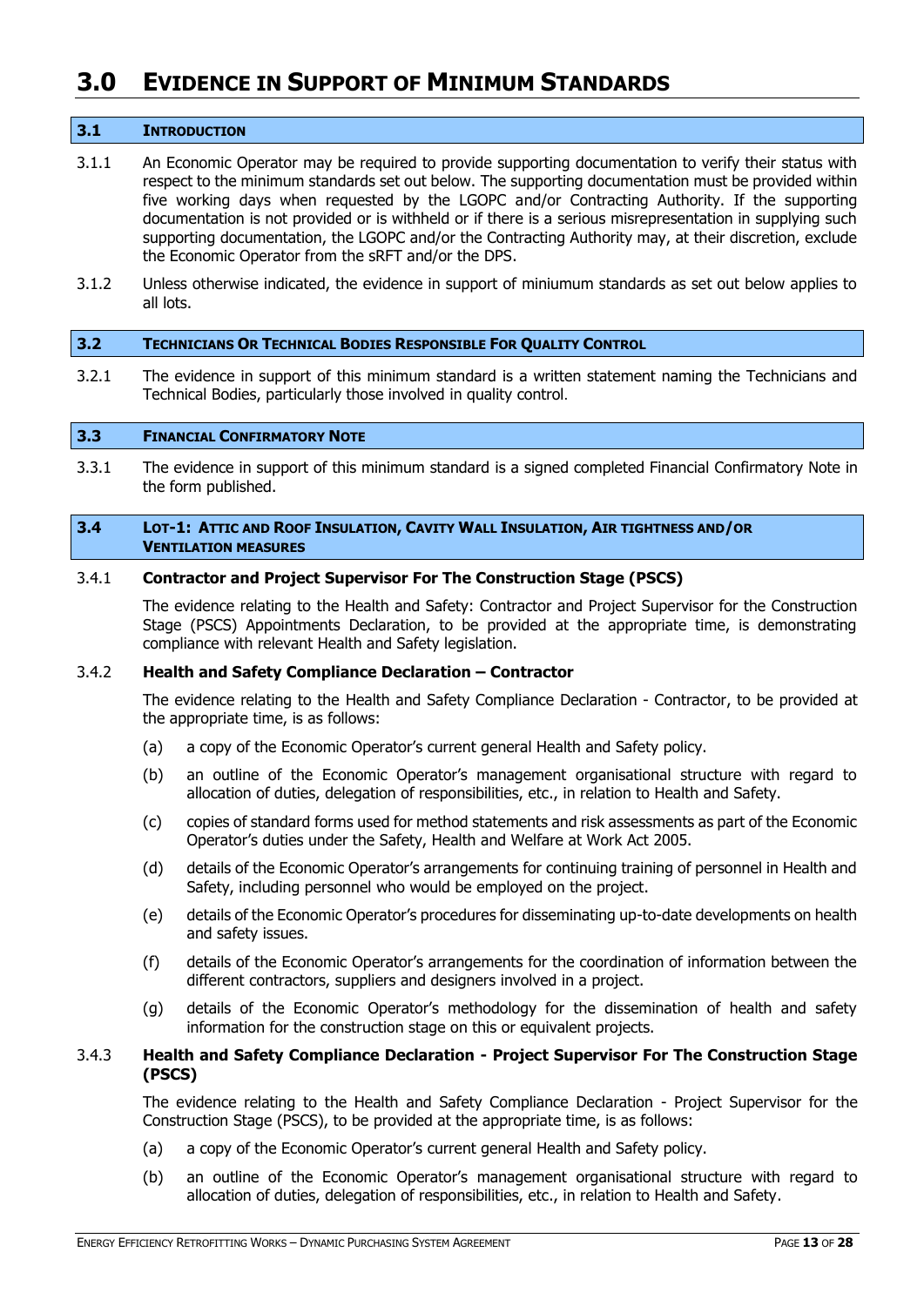# 3.0 Evidence in Support of Minimum Standards

## 3.1 Introduction

3.1.1 An Economic Operator may be required to provide supporting documentation to verify their status with respect to the minimum standards set out below. The supporting documentation must be provided within five working days when requested by the LGOPC and/or Contracting Authority. If the supporting documentation is not provided or is withheld or if there is a serious misrepresentation in supplying such supporting documentation, the LGOPC and/or the Contracting Authority may, at their discretion, exclude the Economic Operator from the sRFT and/or the DPS.

3.1.2 Unless otherwise indicated, the evidence in support of miniumum standards as set out below applies to all lots.

## 3.2 Technicians Or Technical Bodies Responsible For Quality Control

3.2.1 The evidence in support of this minimum standard is a written statement naming the Technicians and Technical Bodies, particularly those involved in quality control.

## 3.3 Financial Confirmatory Note

3.3.1 The evidence in support of this minimum standard is a signed completed Financial Confirmatory Note in the form published.

## 3.4 Lot-1: Attic and Roof Insulation, Cavity Wall Insulation, Air tightness and/or Ventilation measures

### 3.4.1 Contractor and Project Supervisor For The Construction Stage (PSCS)

The evidence relating to the Health and Safety: Contractor and Project Supervisor for the Construction Stage (PSCS) Appointments Declaration, to be provided at the appropriate time, is demonstrating compliance with relevant Health and Safety legislation.

### 3.4.2 Health and Safety Compliance Declaration – Contractor

The evidence relating to the Health and Safety Compliance Declaration - Contractor, to be provided at the appropriate time, is as follows:

(a) a copy of the Economic Operator's current general Health and Safety policy.

(b) an outline of the Economic Operator's management organisational structure with regard to allocation of duties, delegation of responsibilities, etc., in relation to Health and Safety.

(c) copies of standard forms used for method statements and risk assessments as part of the Economic Operator's duties under the Safety, Health and Welfare at Work Act 2005.

(d) details of the Economic Operator's arrangements for continuing training of personnel in Health and Safety, including personnel who would be employed on the project.

(e) details of the Economic Operator's procedures for disseminating up-to-date developments on health and safety issues.

(f) details of the Economic Operator's arrangements for the coordination of information between the different contractors, suppliers and designers involved in a project.

(g) details of the Economic Operator's methodology for the dissemination of health and safety information for the construction stage on this or equivalent projects.

### 3.4.3 Health and Safety Compliance Declaration - Project Supervisor For The Construction Stage (PSCS)

The evidence relating to the Health and Safety Compliance Declaration - Project Supervisor for the Construction Stage (PSCS), to be provided at the appropriate time, is as follows:

(a) a copy of the Economic Operator's current general Health and Safety policy.

(b) an outline of the Economic Operator's management organisational structure with regard to allocation of duties, delegation of responsibilities, etc., in relation to Health and Safety.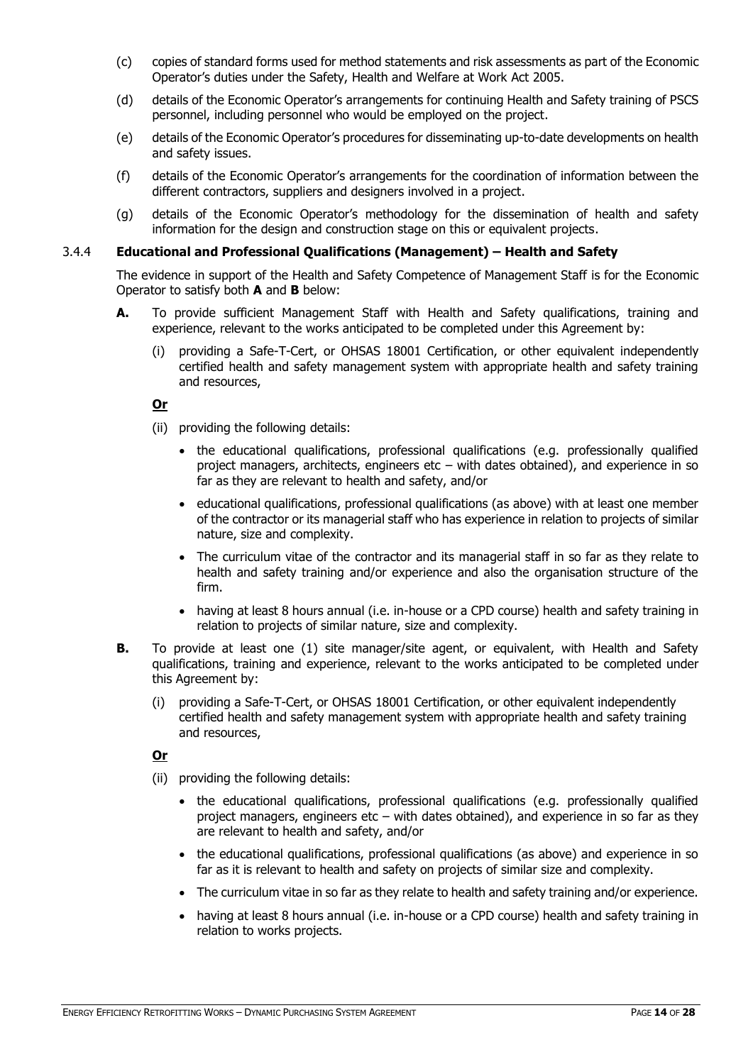(c) copies of standard forms used for method statements and risk assessments as part of the Economic Operator's duties under the Safety, Health and Welfare at Work Act 2005.

(d) details of the Economic Operator's arrangements for continuing Health and Safety training of PSCS personnel, including personnel who would be employed on the project.

(e) details of the Economic Operator's procedures for disseminating up-to-date developments on health and safety issues.

(f) details of the Economic Operator's arrangements for the coordination of information between the different contractors, suppliers and designers involved in a project.

(g) details of the Economic Operator's methodology for the dissemination of health and safety information for the design and construction stage on this or equivalent projects.

### 3.4.4 Educational and Professional Qualifications (Management) – Health and Safety

The evidence in support of the Health and Safety Competence of Management Staff is for the Economic Operator to satisfy both **A** and **B** below:

**A.** To provide sufficient Management Staff with Health and Safety qualifications, training and experience, relevant to the works anticipated to be completed under this Agreement by:

(i) providing a Safe-T-Cert, or OHSAS 18001 Certification, or other equivalent independently certified health and safety management system with appropriate health and safety training and resources,

**Or**

(ii) providing the following details:

- the educational qualifications, professional qualifications (e.g. professionally qualified project managers, architects, engineers etc – with dates obtained), and experience in so far as they are relevant to health and safety, and/or
- educational qualifications, professional qualifications (as above) with at least one member of the contractor or its managerial staff who has experience in relation to projects of similar nature, size and complexity.
- The curriculum vitae of the contractor and its managerial staff in so far as they relate to health and safety training and/or experience and also the organisation structure of the firm.
- having at least 8 hours annual (i.e. in-house or a CPD course) health and safety training in relation to projects of similar nature, size and complexity.

**B.** To provide at least one (1) site manager/site agent, or equivalent, with Health and Safety qualifications, training and experience, relevant to the works anticipated to be completed under this Agreement by:

(i) providing a Safe-T-Cert, or OHSAS 18001 Certification, or other equivalent independently certified health and safety management system with appropriate health and safety training and resources,

**Or**

(ii) providing the following details:

- the educational qualifications, professional qualifications (e.g. professionally qualified project managers, engineers etc – with dates obtained), and experience in so far as they are relevant to health and safety, and/or
- the educational qualifications, professional qualifications (as above) and experience in so far as it is relevant to health and safety on projects of similar size and complexity.
- The curriculum vitae in so far as they relate to health and safety training and/or experience.
- having at least 8 hours annual (i.e. in-house or a CPD course) health and safety training in relation to works projects.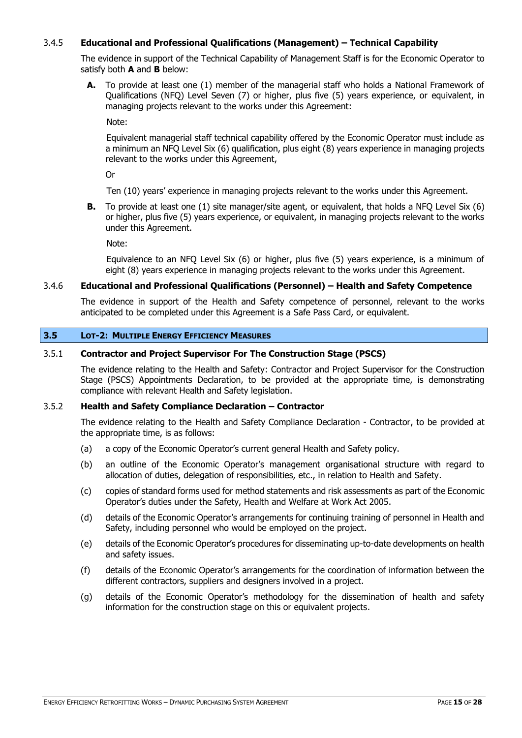#### 3.4.5 Educational and Professional Qualifications (Management) – Technical Capability

The evidence in support of the Technical Capability of Management Staff is for the Economic Operator to satisfy both **A** and **B** below:

**A.** To provide at least one (1) member of the managerial staff who holds a National Framework of Qualifications (NFQ) Level Seven (7) or higher, plus five (5) years experience, or equivalent, in managing projects relevant to the works under this Agreement:

Note:

Equivalent managerial staff technical capability offered by the Economic Operator must include as a minimum an NFQ Level Six (6) qualification, plus eight (8) years experience in managing projects relevant to the works under this Agreement,

Or

Ten (10) years' experience in managing projects relevant to the works under this Agreement.

**B.** To provide at least one (1) site manager/site agent, or equivalent, that holds a NFQ Level Six (6) or higher, plus five (5) years experience, or equivalent, in managing projects relevant to the works under this Agreement.

Note:

Equivalence to an NFQ Level Six (6) or higher, plus five (5) years experience, is a minimum of eight (8) years experience in managing projects relevant to the works under this Agreement.

#### 3.4.6 Educational and Professional Qualifications (Personnel) – Health and Safety Competence

The evidence in support of the Health and Safety competence of personnel, relevant to the works anticipated to be completed under this Agreement is a Safe Pass Card, or equivalent.

### 3.5 LOT-2: MULTIPLE ENERGY EFFICIENCY MEASURES

#### 3.5.1 Contractor and Project Supervisor For The Construction Stage (PSCS)

The evidence relating to the Health and Safety: Contractor and Project Supervisor for the Construction Stage (PSCS) Appointments Declaration, to be provided at the appropriate time, is demonstrating compliance with relevant Health and Safety legislation.

#### 3.5.2 Health and Safety Compliance Declaration – Contractor

The evidence relating to the Health and Safety Compliance Declaration - Contractor, to be provided at the appropriate time, is as follows:

(a) a copy of the Economic Operator's current general Health and Safety policy.

(b) an outline of the Economic Operator's management organisational structure with regard to allocation of duties, delegation of responsibilities, etc., in relation to Health and Safety.

(c) copies of standard forms used for method statements and risk assessments as part of the Economic Operator's duties under the Safety, Health and Welfare at Work Act 2005.

(d) details of the Economic Operator's arrangements for continuing training of personnel in Health and Safety, including personnel who would be employed on the project.

(e) details of the Economic Operator's procedures for disseminating up-to-date developments on health and safety issues.

(f) details of the Economic Operator's arrangements for the coordination of information between the different contractors, suppliers and designers involved in a project.

(g) details of the Economic Operator's methodology for the dissemination of health and safety information for the construction stage on this or equivalent projects.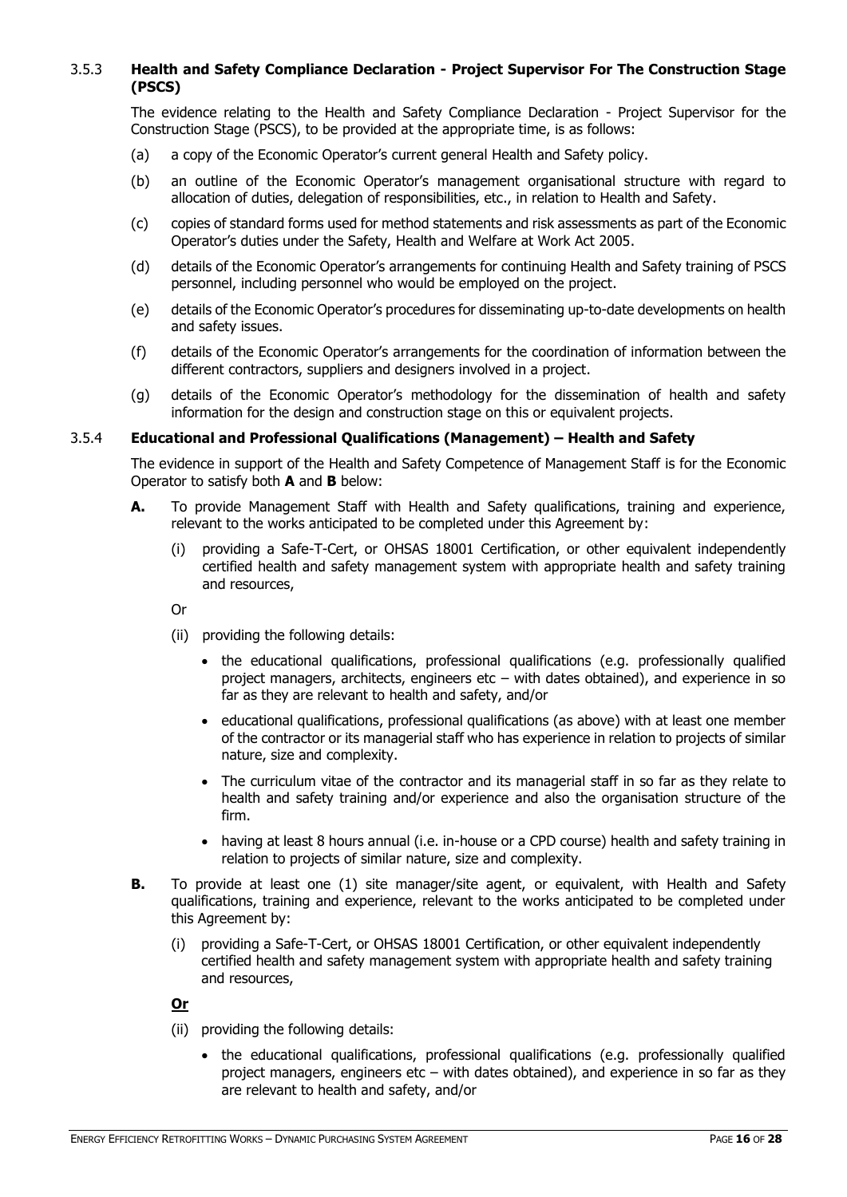### 3.5.3 Health and Safety Compliance Declaration - Project Supervisor For The Construction Stage (PSCS)

The evidence relating to the Health and Safety Compliance Declaration - Project Supervisor for the Construction Stage (PSCS), to be provided at the appropriate time, is as follows:

(a) a copy of the Economic Operator's current general Health and Safety policy.

(b) an outline of the Economic Operator's management organisational structure with regard to allocation of duties, delegation of responsibilities, etc., in relation to Health and Safety.

(c) copies of standard forms used for method statements and risk assessments as part of the Economic Operator's duties under the Safety, Health and Welfare at Work Act 2005.

(d) details of the Economic Operator's arrangements for continuing Health and Safety training of PSCS personnel, including personnel who would be employed on the project.

(e) details of the Economic Operator's procedures for disseminating up-to-date developments on health and safety issues.

(f) details of the Economic Operator's arrangements for the coordination of information between the different contractors, suppliers and designers involved in a project.

(g) details of the Economic Operator's methodology for the dissemination of health and safety information for the design and construction stage on this or equivalent projects.

### 3.5.4 Educational and Professional Qualifications (Management) – Health and Safety

The evidence in support of the Health and Safety Competence of Management Staff is for the Economic Operator to satisfy both **A** and **B** below:

**A.** To provide Management Staff with Health and Safety qualifications, training and experience, relevant to the works anticipated to be completed under this Agreement by:

(i) providing a Safe-T-Cert, or OHSAS 18001 Certification, or other equivalent independently certified health and safety management system with appropriate health and safety training and resources,

Or

(ii) providing the following details:

- the educational qualifications, professional qualifications (e.g. professionally qualified project managers, architects, engineers etc – with dates obtained), and experience in so far as they are relevant to health and safety, and/or
- educational qualifications, professional qualifications (as above) with at least one member of the contractor or its managerial staff who has experience in relation to projects of similar nature, size and complexity.
- The curriculum vitae of the contractor and its managerial staff in so far as they relate to health and safety training and/or experience and also the organisation structure of the firm.
- having at least 8 hours annual (i.e. in-house or a CPD course) health and safety training in relation to projects of similar nature, size and complexity.

**B.** To provide at least one (1) site manager/site agent, or equivalent, with Health and Safety qualifications, training and experience, relevant to the works anticipated to be completed under this Agreement by:

(i) providing a Safe-T-Cert, or OHSAS 18001 Certification, or other equivalent independently certified health and safety management system with appropriate health and safety training and resources,

**Or**

(ii) providing the following details:

- the educational qualifications, professional qualifications (e.g. professionally qualified project managers, engineers etc – with dates obtained), and experience in so far as they are relevant to health and safety, and/or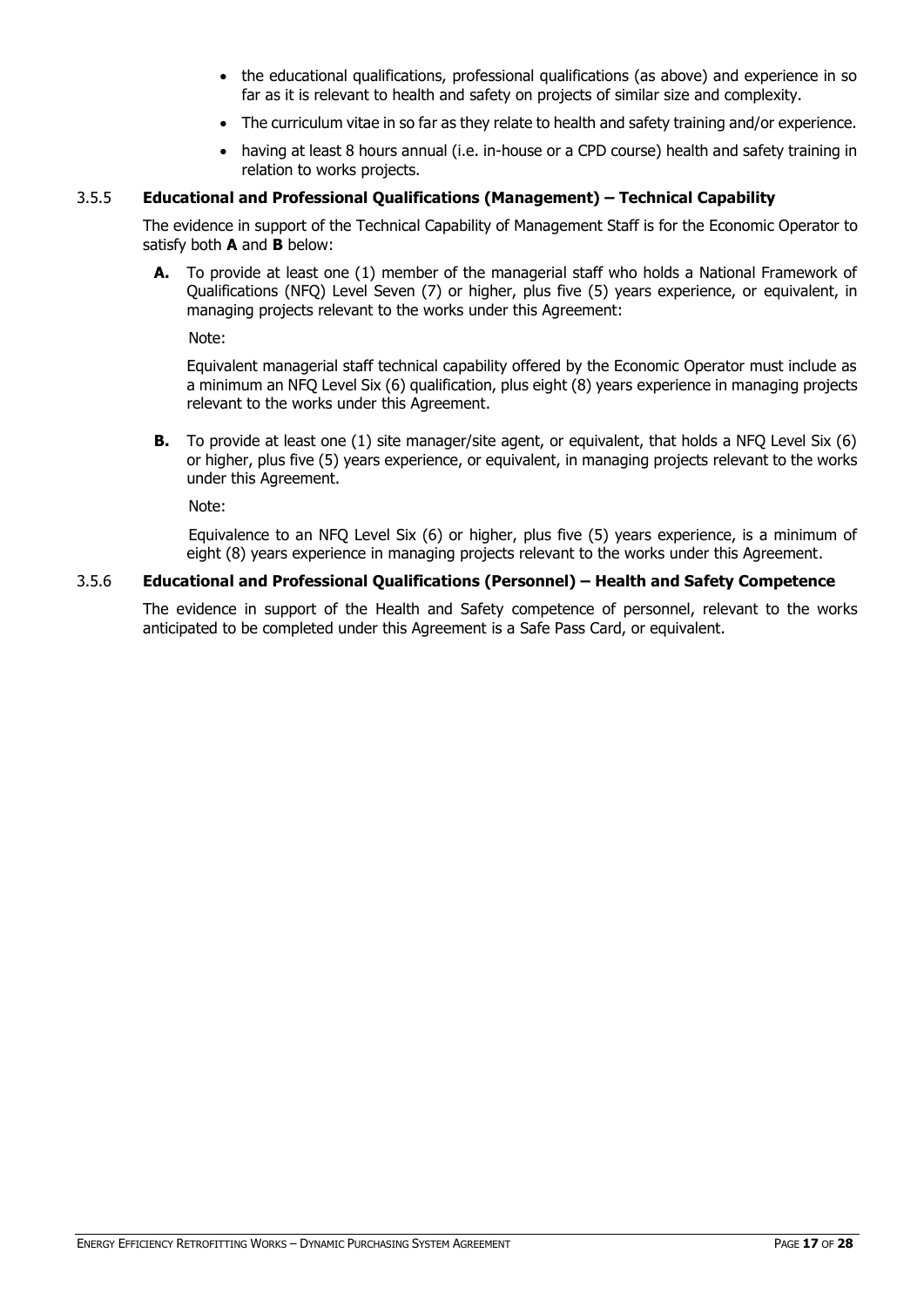- the educational qualifications, professional qualifications (as above) and experience in so far as it is relevant to health and safety on projects of similar size and complexity.
- The curriculum vitae in so far as they relate to health and safety training and/or experience.
- having at least 8 hours annual (i.e. in-house or a CPD course) health and safety training in relation to works projects.

### 3.5.5 Educational and Professional Qualifications (Management) – Technical Capability

The evidence in support of the Technical Capability of Management Staff is for the Economic Operator to satisfy both **A** and **B** below:

**A.** To provide at least one (1) member of the managerial staff who holds a National Framework of Qualifications (NFQ) Level Seven (7) or higher, plus five (5) years experience, or equivalent, in managing projects relevant to the works under this Agreement:

Note:

Equivalent managerial staff technical capability offered by the Economic Operator must include as a minimum an NFQ Level Six (6) qualification, plus eight (8) years experience in managing projects relevant to the works under this Agreement.

**B.** To provide at least one (1) site manager/site agent, or equivalent, that holds a NFQ Level Six (6) or higher, plus five (5) years experience, or equivalent, in managing projects relevant to the works under this Agreement.

Note:

Equivalence to an NFQ Level Six (6) or higher, plus five (5) years experience, is a minimum of eight (8) years experience in managing projects relevant to the works under this Agreement.

### 3.5.6 Educational and Professional Qualifications (Personnel) – Health and Safety Competence

The evidence in support of the Health and Safety competence of personnel, relevant to the works anticipated to be completed under this Agreement is a Safe Pass Card, or equivalent.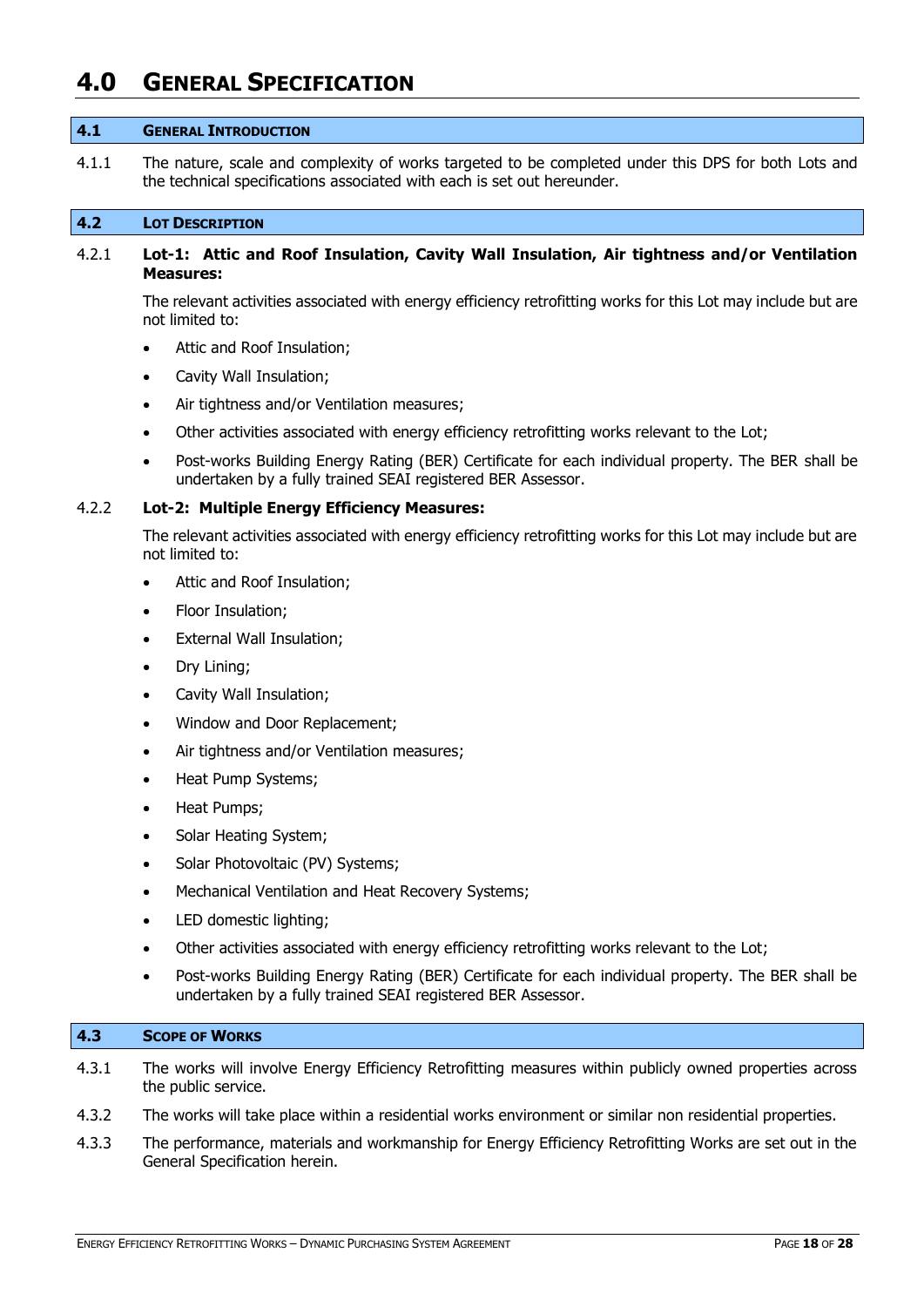# 4.0 GENERAL SPECIFICATION

## 4.1 GENERAL INTRODUCTION

4.1.1 The nature, scale and complexity of works targeted to be completed under this DPS for both Lots and the technical specifications associated with each is set out hereunder.

## 4.2 LOT DESCRIPTION

4.2.1 **Lot-1: Attic and Roof Insulation, Cavity Wall Insulation, Air tightness and/or Ventilation Measures:**

The relevant activities associated with energy efficiency retrofitting works for this Lot may include but are not limited to:

- Attic and Roof Insulation;
- Cavity Wall Insulation;
- Air tightness and/or Ventilation measures;
- Other activities associated with energy efficiency retrofitting works relevant to the Lot;
- Post-works Building Energy Rating (BER) Certificate for each individual property. The BER shall be undertaken by a fully trained SEAI registered BER Assessor.

4.2.2 **Lot-2: Multiple Energy Efficiency Measures:**

The relevant activities associated with energy efficiency retrofitting works for this Lot may include but are not limited to:

- Attic and Roof Insulation;
- Floor Insulation;
- External Wall Insulation;
- Dry Lining;
- Cavity Wall Insulation;
- Window and Door Replacement;
- Air tightness and/or Ventilation measures;
- Heat Pump Systems;
- Heat Pumps;
- Solar Heating System;
- Solar Photovoltaic (PV) Systems;
- Mechanical Ventilation and Heat Recovery Systems;
- LED domestic lighting;
- Other activities associated with energy efficiency retrofitting works relevant to the Lot;
- Post-works Building Energy Rating (BER) Certificate for each individual property. The BER shall be undertaken by a fully trained SEAI registered BER Assessor.

## 4.3 SCOPE OF WORKS

4.3.1 The works will involve Energy Efficiency Retrofitting measures within publicly owned properties across the public service.

4.3.2 The works will take place within a residential works environment or similar non residential properties.

4.3.3 The performance, materials and workmanship for Energy Efficiency Retrofitting Works are set out in the General Specification herein.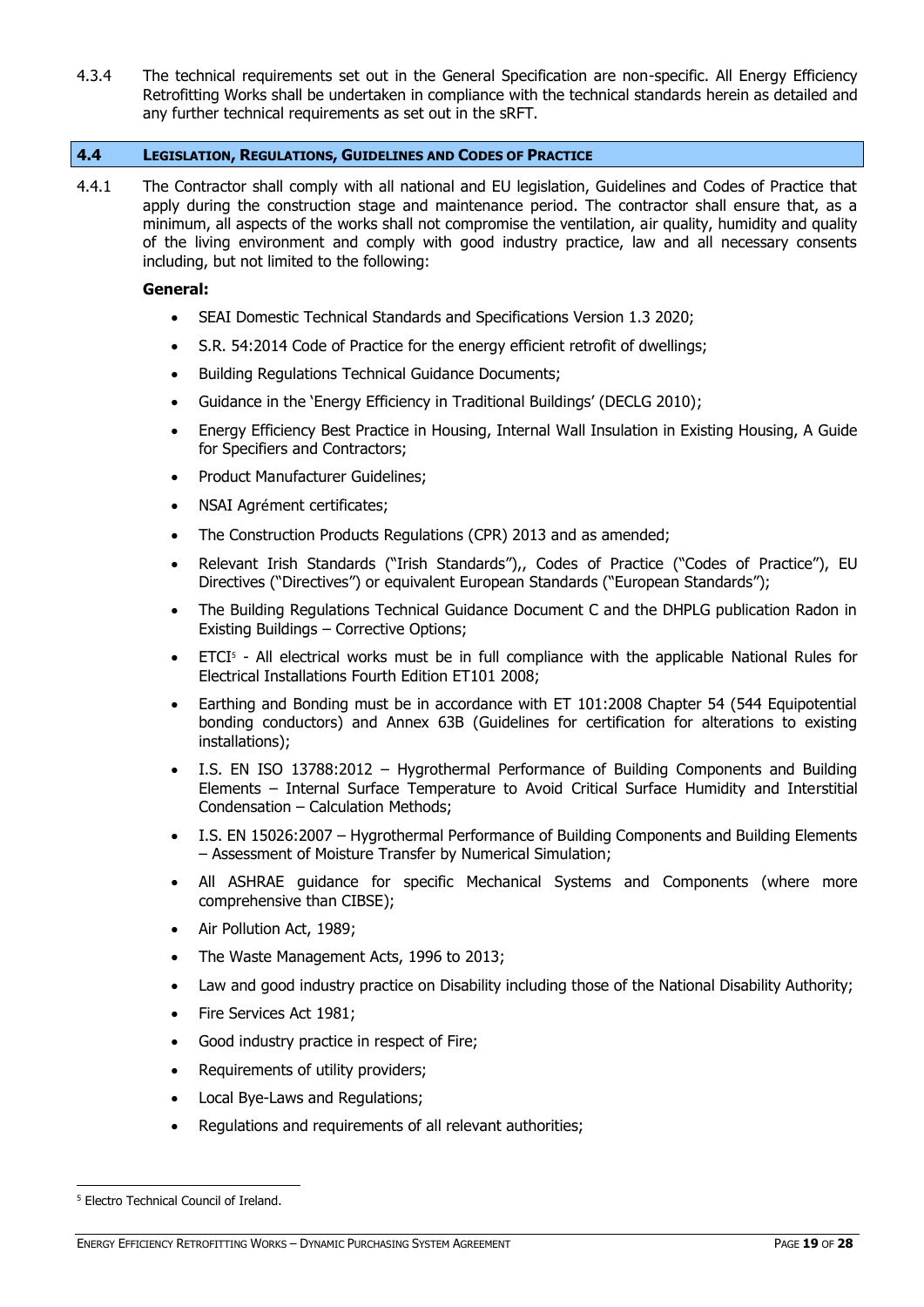4.3.4 The technical requirements set out in the General Specification are non-specific. All Energy Efficiency Retrofitting Works shall be undertaken in compliance with the technical standards herein as detailed and any further technical requirements as set out in the sRFT.

## 4.4 LEGISLATION, REGULATIONS, GUIDELINES AND CODES OF PRACTICE

4.4.1 The Contractor shall comply with all national and EU legislation, Guidelines and Codes of Practice that apply during the construction stage and maintenance period. The contractor shall ensure that, as a minimum, all aspects of the works shall not compromise the ventilation, air quality, humidity and quality of the living environment and comply with good industry practice, law and all necessary consents including, but not limited to the following:

**General:**

- SEAI Domestic Technical Standards and Specifications Version 1.3 2020;
- S.R. 54:2014 Code of Practice for the energy efficient retrofit of dwellings;
- Building Regulations Technical Guidance Documents;
- Guidance in the 'Energy Efficiency in Traditional Buildings' (DECLG 2010);
- Energy Efficiency Best Practice in Housing, Internal Wall Insulation in Existing Housing, A Guide for Specifiers and Contractors;
- Product Manufacturer Guidelines;
- NSAI Agrément certificates;
- The Construction Products Regulations (CPR) 2013 and as amended;
- Relevant Irish Standards ("Irish Standards"),, Codes of Practice ("Codes of Practice"), EU Directives ("Directives") or equivalent European Standards ("European Standards");
- The Building Regulations Technical Guidance Document C and the DHPLG publication Radon in Existing Buildings – Corrective Options;
- ETCI[5] - All electrical works must be in full compliance with the applicable National Rules for Electrical Installations Fourth Edition ET101 2008;
- Earthing and Bonding must be in accordance with ET 101:2008 Chapter 54 (544 Equipotential bonding conductors) and Annex 63B (Guidelines for certification for alterations to existing installations);
- I.S. EN ISO 13788:2012 – Hygrothermal Performance of Building Components and Building Elements – Internal Surface Temperature to Avoid Critical Surface Humidity and Interstitial Condensation – Calculation Methods;
- I.S. EN 15026:2007 – Hygrothermal Performance of Building Components and Building Elements – Assessment of Moisture Transfer by Numerical Simulation;
- All ASHRAE guidance for specific Mechanical Systems and Components (where more comprehensive than CIBSE);
- Air Pollution Act, 1989;
- The Waste Management Acts, 1996 to 2013;
- Law and good industry practice on Disability including those of the National Disability Authority;
- Fire Services Act 1981;
- Good industry practice in respect of Fire;
- Requirements of utility providers;
- Local Bye-Laws and Regulations;
- Regulations and requirements of all relevant authorities;

[5] Electro Technical Council of Ireland.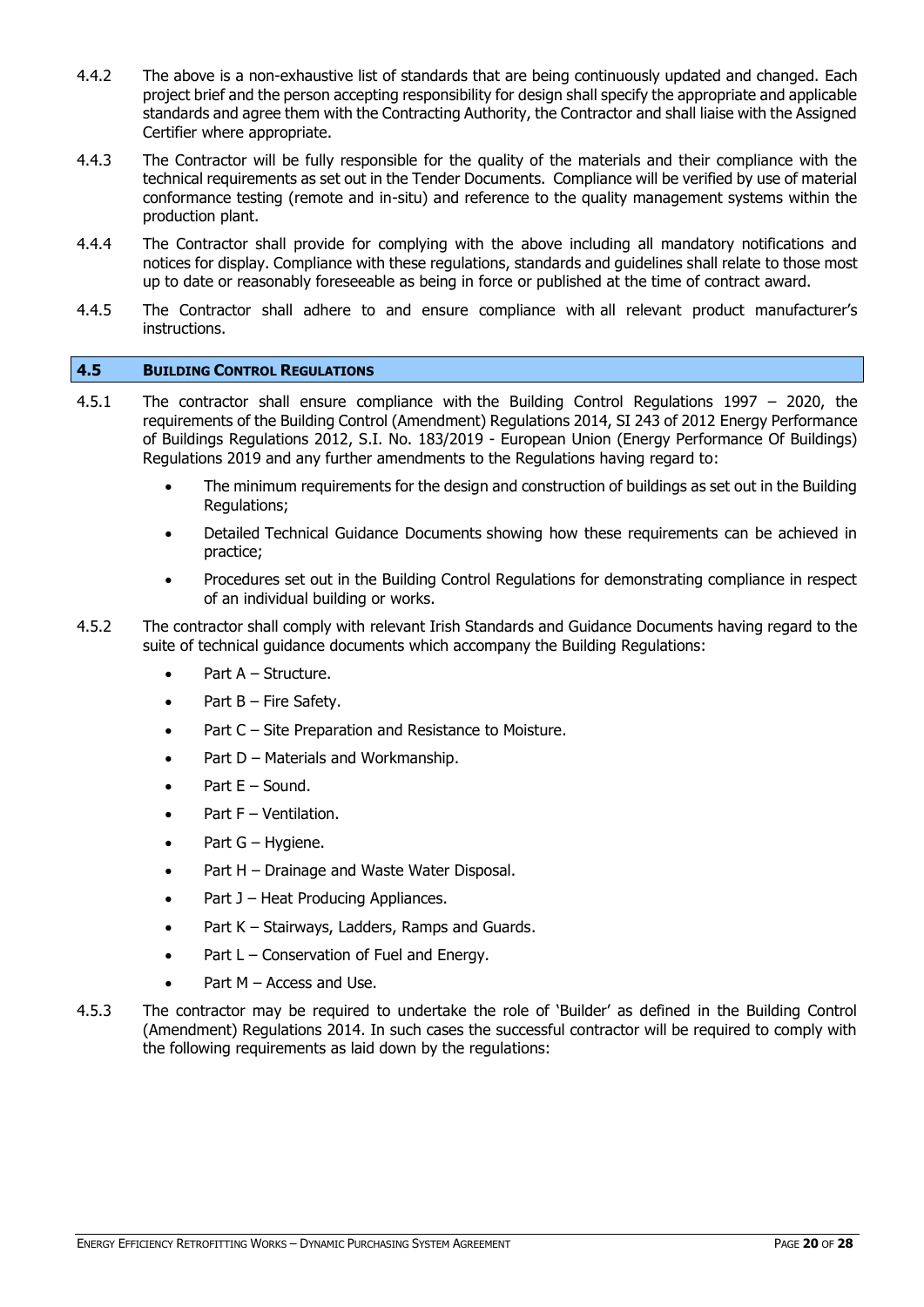4.4.2 The above is a non-exhaustive list of standards that are being continuously updated and changed. Each project brief and the person accepting responsibility for design shall specify the appropriate and applicable standards and agree them with the Contracting Authority, the Contractor and shall liaise with the Assigned Certifier where appropriate.

4.4.3 The Contractor will be fully responsible for the quality of the materials and their compliance with the technical requirements as set out in the Tender Documents. Compliance will be verified by use of material conformance testing (remote and in-situ) and reference to the quality management systems within the production plant.

4.4.4 The Contractor shall provide for complying with the above including all mandatory notifications and notices for display. Compliance with these regulations, standards and guidelines shall relate to those most up to date or reasonably foreseeable as being in force or published at the time of contract award.

4.4.5 The Contractor shall adhere to and ensure compliance with all relevant product manufacturer's instructions.

## 4.5 BUILDING CONTROL REGULATIONS

4.5.1 The contractor shall ensure compliance with the Building Control Regulations 1997 – 2020, the requirements of the Building Control (Amendment) Regulations 2014, SI 243 of 2012 Energy Performance of Buildings Regulations 2012, S.I. No. 183/2019 - European Union (Energy Performance Of Buildings) Regulations 2019 and any further amendments to the Regulations having regard to:

- The minimum requirements for the design and construction of buildings as set out in the Building Regulations;
- Detailed Technical Guidance Documents showing how these requirements can be achieved in practice;
- Procedures set out in the Building Control Regulations for demonstrating compliance in respect of an individual building or works.

4.5.2 The contractor shall comply with relevant Irish Standards and Guidance Documents having regard to the suite of technical guidance documents which accompany the Building Regulations:

- Part A – Structure.
- Part B – Fire Safety.
- Part C – Site Preparation and Resistance to Moisture.
- Part D – Materials and Workmanship.
- Part E – Sound.
- Part F – Ventilation.
- Part G – Hygiene.
- Part H – Drainage and Waste Water Disposal.
- Part J – Heat Producing Appliances.
- Part K – Stairways, Ladders, Ramps and Guards.
- Part L – Conservation of Fuel and Energy.
- Part M – Access and Use.

4.5.3 The contractor may be required to undertake the role of 'Builder' as defined in the Building Control (Amendment) Regulations 2014. In such cases the successful contractor will be required to comply with the following requirements as laid down by the regulations: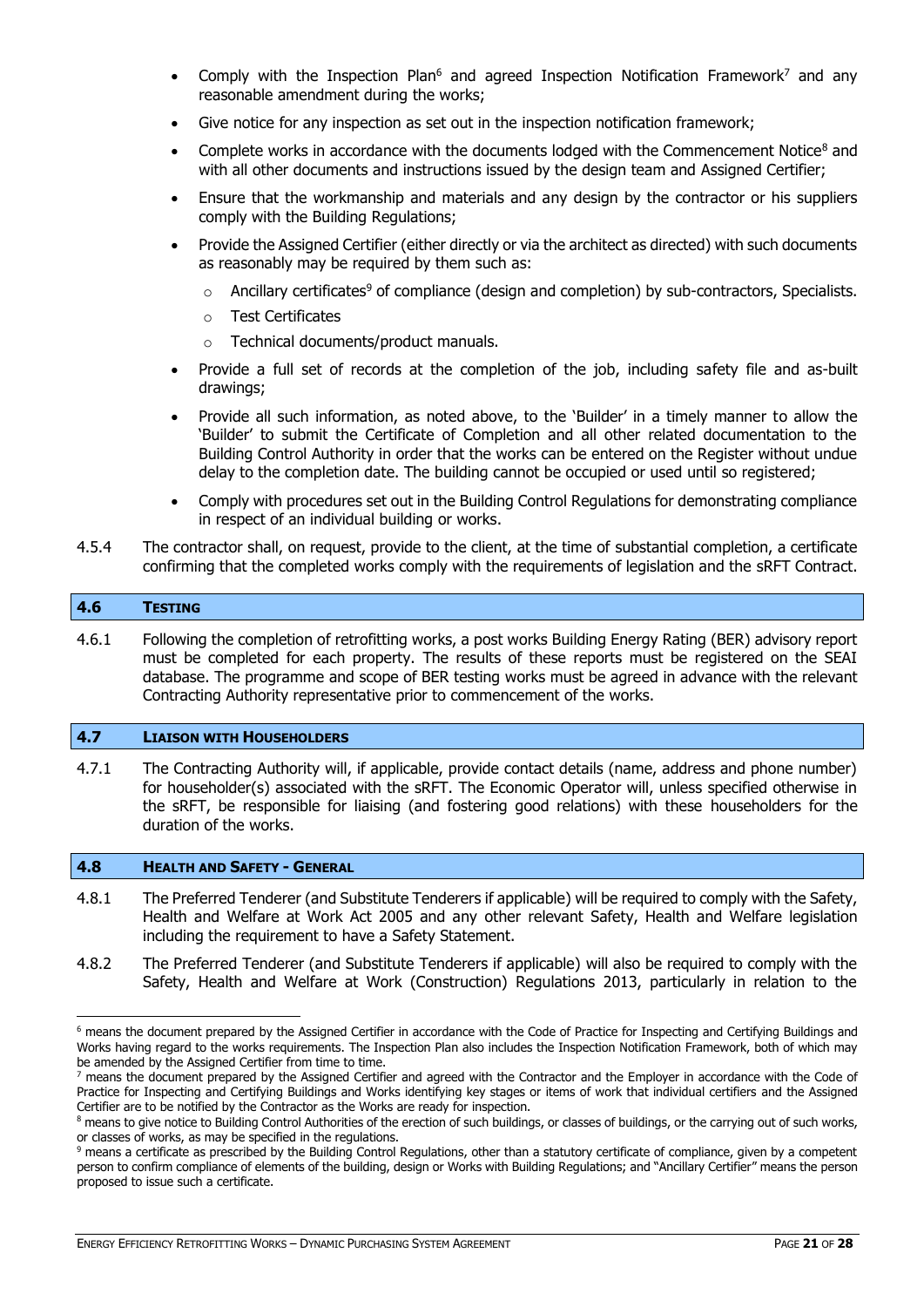- Comply with the Inspection Plan[6] and agreed Inspection Notification Framework[7] and any reasonable amendment during the works;
- Give notice for any inspection as set out in the inspection notification framework;
- Complete works in accordance with the documents lodged with the Commencement Notice[8] and with all other documents and instructions issued by the design team and Assigned Certifier;
- Ensure that the workmanship and materials and any design by the contractor or his suppliers comply with the Building Regulations;
- Provide the Assigned Certifier (either directly or via the architect as directed) with such documents as reasonably may be required by them such as:
  - Ancillary certificates[9] of compliance (design and completion) by sub-contractors, Specialists.
  - Test Certificates
  - Technical documents/product manuals.
- Provide a full set of records at the completion of the job, including safety file and as-built drawings;
- Provide all such information, as noted above, to the 'Builder' in a timely manner to allow the 'Builder' to submit the Certificate of Completion and all other related documentation to the Building Control Authority in order that the works can be entered on the Register without undue delay to the completion date. The building cannot be occupied or used until so registered;
- Comply with procedures set out in the Building Control Regulations for demonstrating compliance in respect of an individual building or works.

4.5.4 The contractor shall, on request, provide to the client, at the time of substantial completion, a certificate confirming that the completed works comply with the requirements of legislation and the sRFT Contract.

## 4.6 Testing

4.6.1 Following the completion of retrofitting works, a post works Building Energy Rating (BER) advisory report must be completed for each property. The results of these reports must be registered on the SEAI database. The programme and scope of BER testing works must be agreed in advance with the relevant Contracting Authority representative prior to commencement of the works.

## 4.7 Liaison with Householders

4.7.1 The Contracting Authority will, if applicable, provide contact details (name, address and phone number) for householder(s) associated with the sRFT. The Economic Operator will, unless specified otherwise in the sRFT, be responsible for liaising (and fostering good relations) with these householders for the duration of the works.

## 4.8 Health and Safety - General

4.8.1 The Preferred Tenderer (and Substitute Tenderers if applicable) will be required to comply with the Safety, Health and Welfare at Work Act 2005 and any other relevant Safety, Health and Welfare legislation including the requirement to have a Safety Statement.

4.8.2 The Preferred Tenderer (and Substitute Tenderers if applicable) will also be required to comply with the Safety, Health and Welfare at Work (Construction) Regulations 2013, particularly in relation to the

---

[6] means the document prepared by the Assigned Certifier in accordance with the Code of Practice for Inspecting and Certifying Buildings and Works having regard to the works requirements. The Inspection Plan also includes the Inspection Notification Framework, both of which may be amended by the Assigned Certifier from time to time.

[7] means the document prepared by the Assigned Certifier and agreed with the Contractor and the Employer in accordance with the Code of Practice for Inspecting and Certifying Buildings and Works identifying key stages or items of work that individual certifiers and the Assigned Certifier are to be notified by the Contractor as the Works are ready for inspection.

[8] means to give notice to Building Control Authorities of the erection of such buildings, or classes of buildings, or the carrying out of such works, or classes of works, as may be specified in the regulations.

[9] means a certificate as prescribed by the Building Control Regulations, other than a statutory certificate of compliance, given by a competent person to confirm compliance of elements of the building, design or Works with Building Regulations; and "Ancillary Certifier" means the person proposed to issue such a certificate.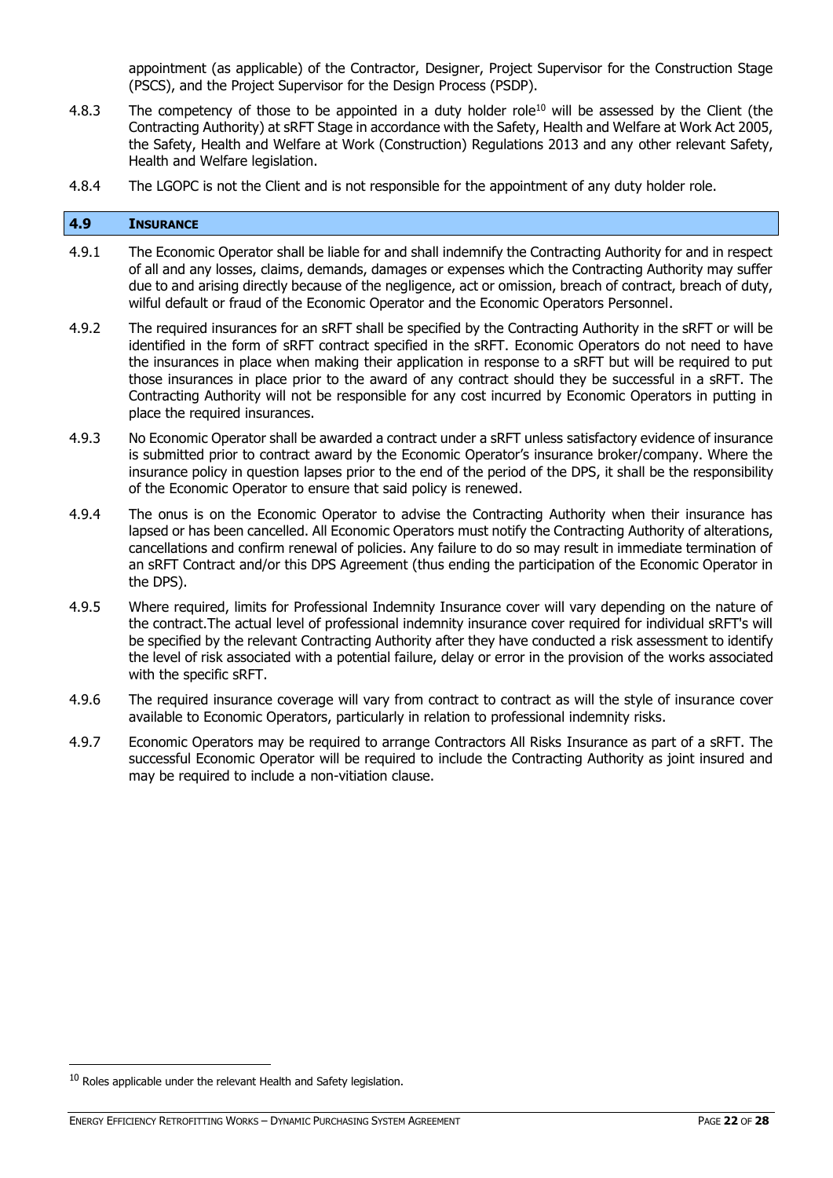appointment (as applicable) of the Contractor, Designer, Project Supervisor for the Construction Stage (PSCS), and the Project Supervisor for the Design Process (PSDP).

4.8.3 The competency of those to be appointed in a duty holder role[10] will be assessed by the Client (the Contracting Authority) at sRFT Stage in accordance with the Safety, Health and Welfare at Work Act 2005, the Safety, Health and Welfare at Work (Construction) Regulations 2013 and any other relevant Safety, Health and Welfare legislation.

4.8.4 The LGOPC is not the Client and is not responsible for the appointment of any duty holder role.

## 4.9 INSURANCE

4.9.1 The Economic Operator shall be liable for and shall indemnify the Contracting Authority for and in respect of all and any losses, claims, demands, damages or expenses which the Contracting Authority may suffer due to and arising directly because of the negligence, act or omission, breach of contract, breach of duty, wilful default or fraud of the Economic Operator and the Economic Operators Personnel.

4.9.2 The required insurances for an sRFT shall be specified by the Contracting Authority in the sRFT or will be identified in the form of sRFT contract specified in the sRFT. Economic Operators do not need to have the insurances in place when making their application in response to a sRFT but will be required to put those insurances in place prior to the award of any contract should they be successful in a sRFT. The Contracting Authority will not be responsible for any cost incurred by Economic Operators in putting in place the required insurances.

4.9.3 No Economic Operator shall be awarded a contract under a sRFT unless satisfactory evidence of insurance is submitted prior to contract award by the Economic Operator's insurance broker/company. Where the insurance policy in question lapses prior to the end of the period of the DPS, it shall be the responsibility of the Economic Operator to ensure that said policy is renewed.

4.9.4 The onus is on the Economic Operator to advise the Contracting Authority when their insurance has lapsed or has been cancelled. All Economic Operators must notify the Contracting Authority of alterations, cancellations and confirm renewal of policies. Any failure to do so may result in immediate termination of an sRFT Contract and/or this DPS Agreement (thus ending the participation of the Economic Operator in the DPS).

4.9.5 Where required, limits for Professional Indemnity Insurance cover will vary depending on the nature of the contract.The actual level of professional indemnity insurance cover required for individual sRFT's will be specified by the relevant Contracting Authority after they have conducted a risk assessment to identify the level of risk associated with a potential failure, delay or error in the provision of the works associated with the specific sRFT.

4.9.6 The required insurance coverage will vary from contract to contract as will the style of insurance cover available to Economic Operators, particularly in relation to professional indemnity risks.

4.9.7 Economic Operators may be required to arrange Contractors All Risks Insurance as part of a sRFT. The successful Economic Operator will be required to include the Contracting Authority as joint insured and may be required to include a non-vitiation clause.

[10] Roles applicable under the relevant Health and Safety legislation.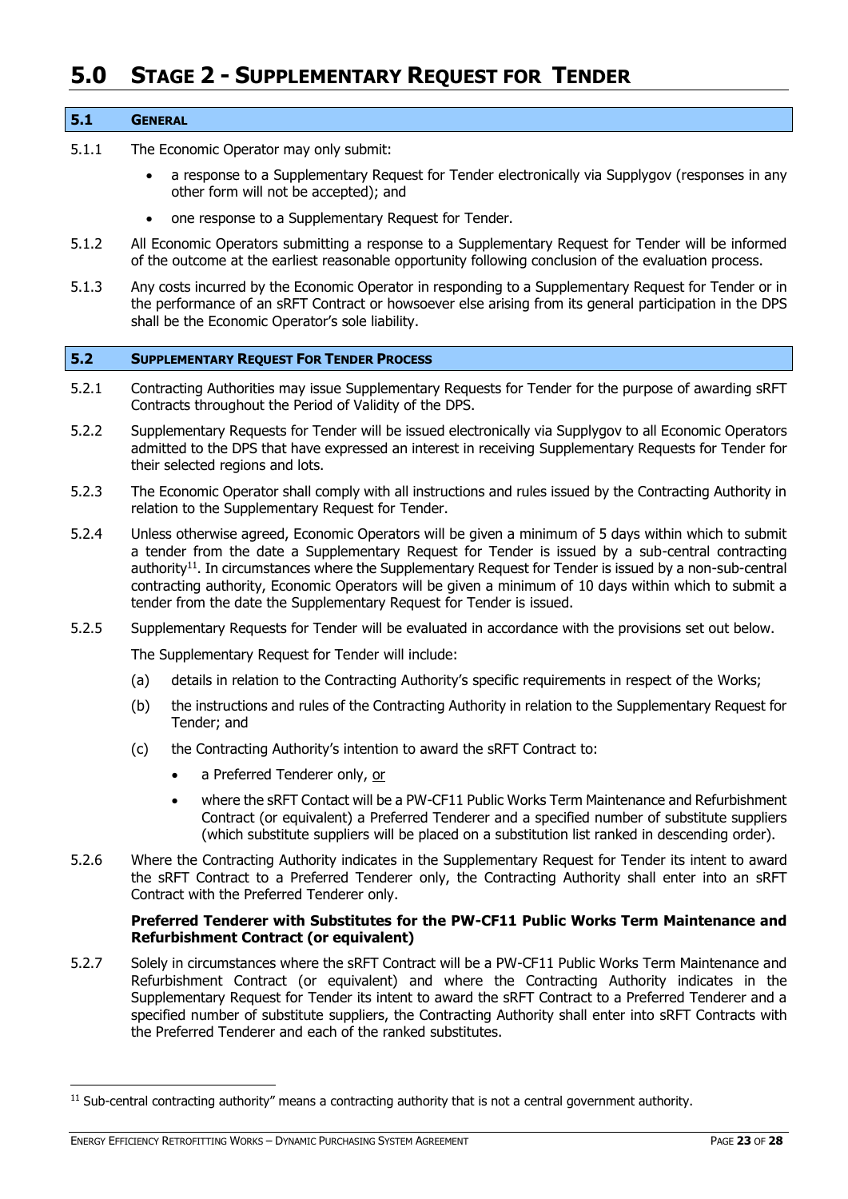# 5.0 STAGE 2 - SUPPLEMENTARY REQUEST FOR TENDER

## 5.1 GENERAL

5.1.1 The Economic Operator may only submit:

- a response to a Supplementary Request for Tender electronically via Supplygov (responses in any other form will not be accepted); and
- one response to a Supplementary Request for Tender.

5.1.2 All Economic Operators submitting a response to a Supplementary Request for Tender will be informed of the outcome at the earliest reasonable opportunity following conclusion of the evaluation process.

5.1.3 Any costs incurred by the Economic Operator in responding to a Supplementary Request for Tender or in the performance of an sRFT Contract or howsoever else arising from its general participation in the DPS shall be the Economic Operator's sole liability.

## 5.2 SUPPLEMENTARY REQUEST FOR TENDER PROCESS

5.2.1 Contracting Authorities may issue Supplementary Requests for Tender for the purpose of awarding sRFT Contracts throughout the Period of Validity of the DPS.

5.2.2 Supplementary Requests for Tender will be issued electronically via Supplygov to all Economic Operators admitted to the DPS that have expressed an interest in receiving Supplementary Requests for Tender for their selected regions and lots.

5.2.3 The Economic Operator shall comply with all instructions and rules issued by the Contracting Authority in relation to the Supplementary Request for Tender.

5.2.4 Unless otherwise agreed, Economic Operators will be given a minimum of 5 days within which to submit a tender from the date a Supplementary Request for Tender is issued by a sub-central contracting authority[11]. In circumstances where the Supplementary Request for Tender is issued by a non-sub-central contracting authority, Economic Operators will be given a minimum of 10 days within which to submit a tender from the date the Supplementary Request for Tender is issued.

5.2.5 Supplementary Requests for Tender will be evaluated in accordance with the provisions set out below.

The Supplementary Request for Tender will include:

(a) details in relation to the Contracting Authority's specific requirements in respect of the Works;

(b) the instructions and rules of the Contracting Authority in relation to the Supplementary Request for Tender; and

(c) the Contracting Authority's intention to award the sRFT Contract to:

- a Preferred Tenderer only, or
- where the sRFT Contact will be a PW-CF11 Public Works Term Maintenance and Refurbishment Contract (or equivalent) a Preferred Tenderer and a specified number of substitute suppliers (which substitute suppliers will be placed on a substitution list ranked in descending order).

5.2.6 Where the Contracting Authority indicates in the Supplementary Request for Tender its intent to award the sRFT Contract to a Preferred Tenderer only, the Contracting Authority shall enter into an sRFT Contract with the Preferred Tenderer only.

**Preferred Tenderer with Substitutes for the PW-CF11 Public Works Term Maintenance and Refurbishment Contract (or equivalent)**

5.2.7 Solely in circumstances where the sRFT Contract will be a PW-CF11 Public Works Term Maintenance and Refurbishment Contract (or equivalent) and where the Contracting Authority indicates in the Supplementary Request for Tender its intent to award the sRFT Contract to a Preferred Tenderer and a specified number of substitute suppliers, the Contracting Authority shall enter into sRFT Contracts with the Preferred Tenderer and each of the ranked substitutes.

---

[11] Sub-central contracting authority" means a contracting authority that is not a central government authority.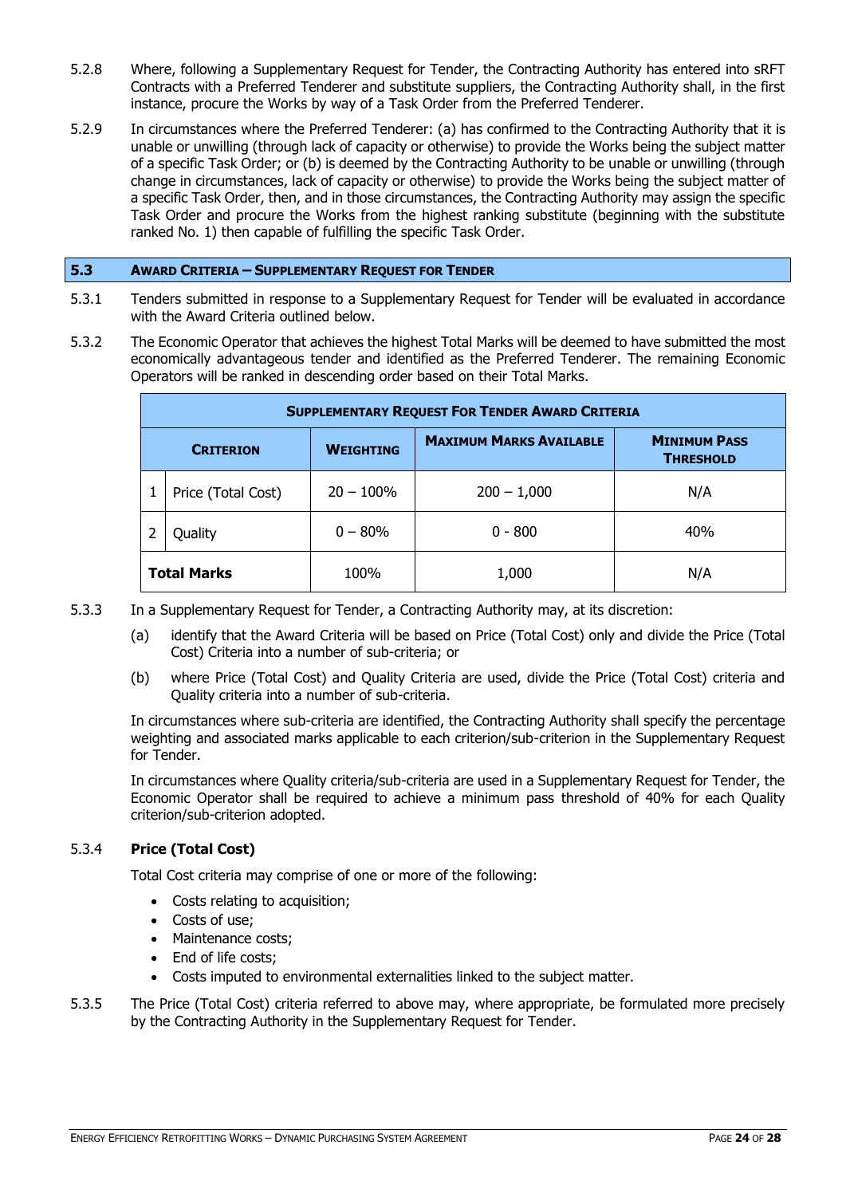5.2.8 Where, following a Supplementary Request for Tender, the Contracting Authority has entered into sRFT Contracts with a Preferred Tenderer and substitute suppliers, the Contracting Authority shall, in the first instance, procure the Works by way of a Task Order from the Preferred Tenderer.

5.2.9 In circumstances where the Preferred Tenderer: (a) has confirmed to the Contracting Authority that it is unable or unwilling (through lack of capacity or otherwise) to provide the Works being the subject matter of a specific Task Order; or (b) is deemed by the Contracting Authority to be unable or unwilling (through change in circumstances, lack of capacity or otherwise) to provide the Works being the subject matter of a specific Task Order, then, and in those circumstances, the Contracting Authority may assign the specific Task Order and procure the Works from the highest ranking substitute (beginning with the substitute ranked No. 1) then capable of fulfilling the specific Task Order.

## 5.3 AWARD CRITERIA – SUPPLEMENTARY REQUEST FOR TENDER

5.3.1 Tenders submitted in response to a Supplementary Request for Tender will be evaluated in accordance with the Award Criteria outlined below.

5.3.2 The Economic Operator that achieves the highest Total Marks will be deemed to have submitted the most economically advantageous tender and identified as the Preferred Tenderer. The remaining Economic Operators will be ranked in descending order based on their Total Marks.

| **SUPPLEMENTARY REQUEST FOR TENDER AWARD CRITERIA** | | | | |
|---|---|---|---|---|
| **CRITERION** | | **WEIGHTING** | **MAXIMUM MARKS AVAILABLE** | **MINIMUM PASS THRESHOLD** |
| 1 | Price (Total Cost) | 20 – 100% | 200 – 1,000 | N/A |
| 2 | Quality | 0 – 80% | 0 - 800 | 40% |
| **Total Marks** | | 100% | 1,000 | N/A |

5.3.3 In a Supplementary Request for Tender, a Contracting Authority may, at its discretion:

(a) identify that the Award Criteria will be based on Price (Total Cost) only and divide the Price (Total Cost) Criteria into a number of sub-criteria; or

(b) where Price (Total Cost) and Quality Criteria are used, divide the Price (Total Cost) criteria and Quality criteria into a number of sub-criteria.

In circumstances where sub-criteria are identified, the Contracting Authority shall specify the percentage weighting and associated marks applicable to each criterion/sub-criterion in the Supplementary Request for Tender.

In circumstances where Quality criteria/sub-criteria are used in a Supplementary Request for Tender, the Economic Operator shall be required to achieve a minimum pass threshold of 40% for each Quality criterion/sub-criterion adopted.

### 5.3.4 Price (Total Cost)

Total Cost criteria may comprise of one or more of the following:

- Costs relating to acquisition;
- Costs of use;
- Maintenance costs;
- End of life costs;
- Costs imputed to environmental externalities linked to the subject matter.

5.3.5 The Price (Total Cost) criteria referred to above may, where appropriate, be formulated more precisely by the Contracting Authority in the Supplementary Request for Tender.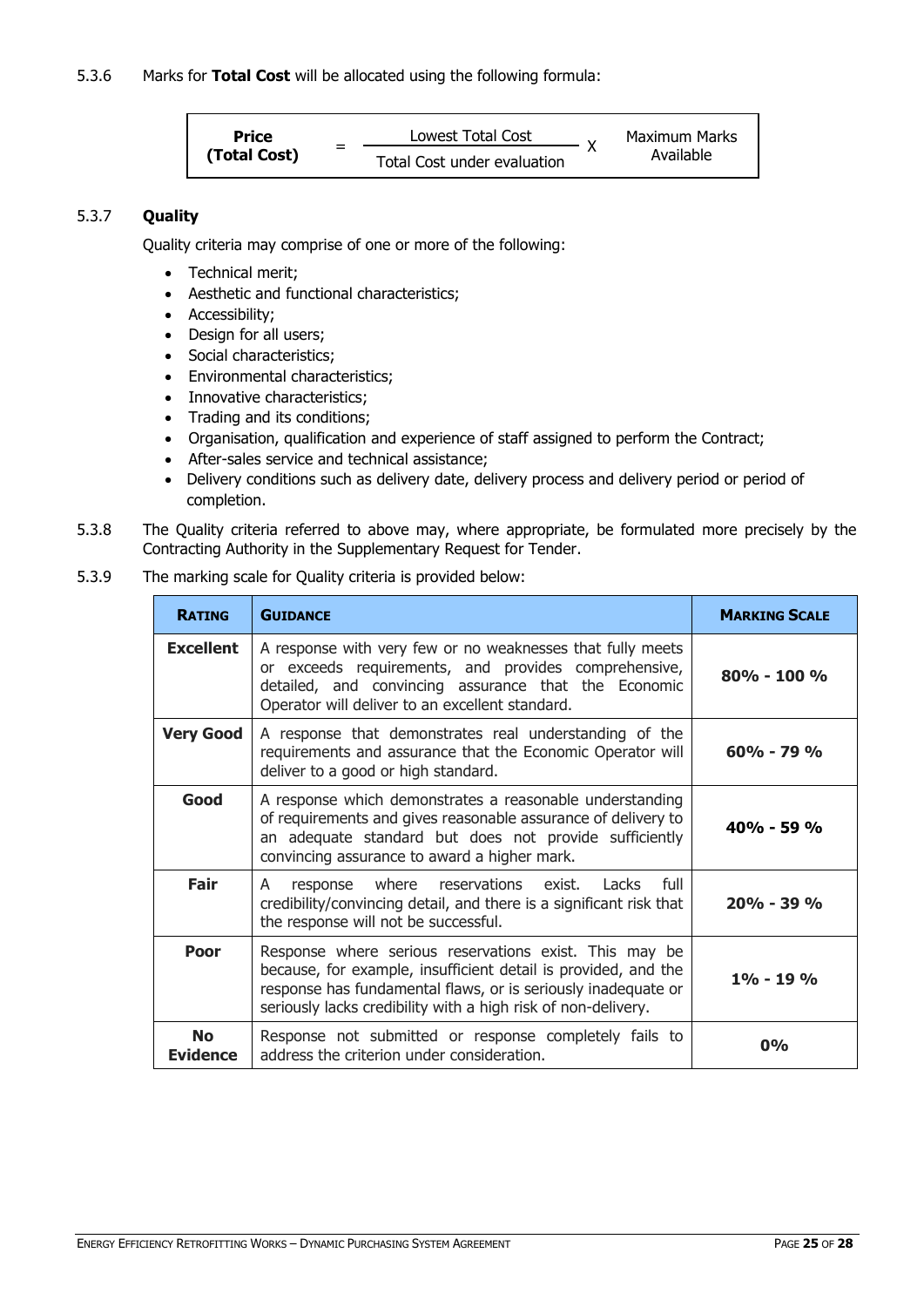5.3.6 Marks for **Total Cost** will be allocated using the following formula:

$$\text{Price (Total Cost)} = \frac{\text{Lowest Total Cost}}{\text{Total Cost under evaluation}} \times \text{Maximum Marks Available}$$

### 5.3.7 Quality

Quality criteria may comprise of one or more of the following:

- Technical merit;
- Aesthetic and functional characteristics;
- Accessibility;
- Design for all users;
- Social characteristics;
- Environmental characteristics;
- Innovative characteristics;
- Trading and its conditions;
- Organisation, qualification and experience of staff assigned to perform the Contract;
- After-sales service and technical assistance;
- Delivery conditions such as delivery date, delivery process and delivery period or period of completion.

5.3.8 The Quality criteria referred to above may, where appropriate, be formulated more precisely by the Contracting Authority in the Supplementary Request for Tender.

5.3.9 The marking scale for Quality criteria is provided below:

| RATING | GUIDANCE | MARKING SCALE |
|---|---|---|
| **Excellent** | A response with very few or no weaknesses that fully meets or exceeds requirements, and provides comprehensive, detailed, and convincing assurance that the Economic Operator will deliver to an excellent standard. | **80% - 100 %** |
| **Very Good** | A response that demonstrates real understanding of the requirements and assurance that the Economic Operator will deliver to a good or high standard. | **60% - 79 %** |
| **Good** | A response which demonstrates a reasonable understanding of requirements and gives reasonable assurance of delivery to an adequate standard but does not provide sufficiently convincing assurance to award a higher mark. | **40% - 59 %** |
| **Fair** | A response where reservations exist. Lacks full credibility/convincing detail, and there is a significant risk that the response will not be successful. | **20% - 39 %** |
| **Poor** | Response where serious reservations exist. This may be because, for example, insufficient detail is provided, and the response has fundamental flaws, or is seriously inadequate or seriously lacks credibility with a high risk of non-delivery. | **1% - 19 %** |
| **No Evidence** | Response not submitted or response completely fails to address the criterion under consideration. | **0%** |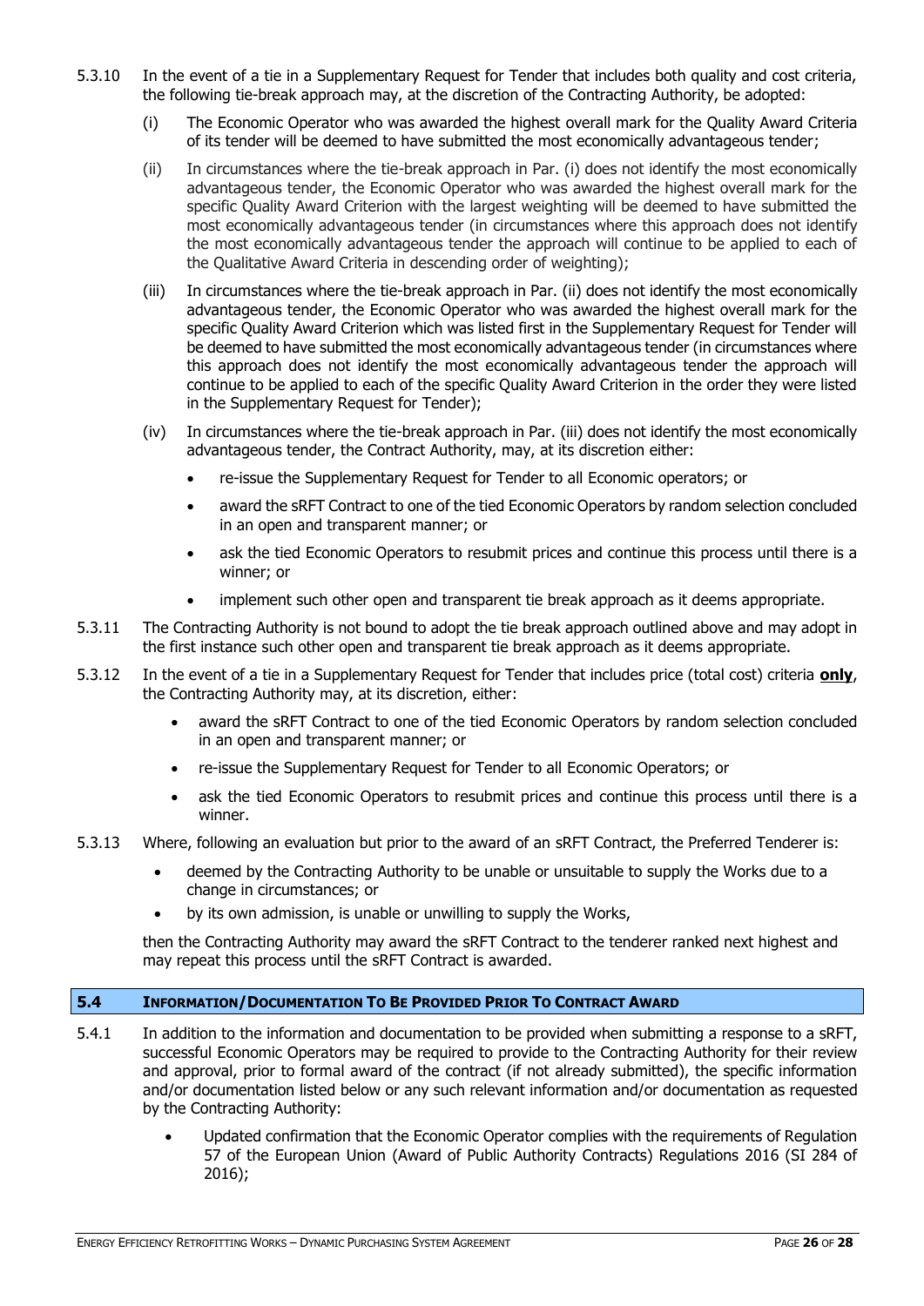5.3.10 In the event of a tie in a Supplementary Request for Tender that includes both quality and cost criteria, the following tie-break approach may, at the discretion of the Contracting Authority, be adopted:

(i) The Economic Operator who was awarded the highest overall mark for the Quality Award Criteria of its tender will be deemed to have submitted the most economically advantageous tender;

(ii) In circumstances where the tie-break approach in Par. (i) does not identify the most economically advantageous tender, the Economic Operator who was awarded the highest overall mark for the specific Quality Award Criterion with the largest weighting will be deemed to have submitted the most economically advantageous tender (in circumstances where this approach does not identify the most economically advantageous tender the approach will continue to be applied to each of the Qualitative Award Criteria in descending order of weighting);

(iii) In circumstances where the tie-break approach in Par. (ii) does not identify the most economically advantageous tender, the Economic Operator who was awarded the highest overall mark for the specific Quality Award Criterion which was listed first in the Supplementary Request for Tender will be deemed to have submitted the most economically advantageous tender (in circumstances where this approach does not identify the most economically advantageous tender the approach will continue to be applied to each of the specific Quality Award Criterion in the order they were listed in the Supplementary Request for Tender);

(iv) In circumstances where the tie-break approach in Par. (iii) does not identify the most economically advantageous tender, the Contract Authority, may, at its discretion either:

- re-issue the Supplementary Request for Tender to all Economic operators; or
- award the sRFT Contract to one of the tied Economic Operators by random selection concluded in an open and transparent manner; or
- ask the tied Economic Operators to resubmit prices and continue this process until there is a winner; or
- implement such other open and transparent tie break approach as it deems appropriate.

5.3.11 The Contracting Authority is not bound to adopt the tie break approach outlined above and may adopt in the first instance such other open and transparent tie break approach as it deems appropriate.

5.3.12 In the event of a tie in a Supplementary Request for Tender that includes price (total cost) criteria **only**, the Contracting Authority may, at its discretion, either:

- award the sRFT Contract to one of the tied Economic Operators by random selection concluded in an open and transparent manner; or
- re-issue the Supplementary Request for Tender to all Economic Operators; or
- ask the tied Economic Operators to resubmit prices and continue this process until there is a winner.

5.3.13 Where, following an evaluation but prior to the award of an sRFT Contract, the Preferred Tenderer is:

- deemed by the Contracting Authority to be unable or unsuitable to supply the Works due to a change in circumstances; or
- by its own admission, is unable or unwilling to supply the Works,

then the Contracting Authority may award the sRFT Contract to the tenderer ranked next highest and may repeat this process until the sRFT Contract is awarded.

## 5.4 Information/Documentation To Be Provided Prior To Contract Award

5.4.1 In addition to the information and documentation to be provided when submitting a response to a sRFT, successful Economic Operators may be required to provide to the Contracting Authority for their review and approval, prior to formal award of the contract (if not already submitted), the specific information and/or documentation listed below or any such relevant information and/or documentation as requested by the Contracting Authority:

- Updated confirmation that the Economic Operator complies with the requirements of Regulation 57 of the European Union (Award of Public Authority Contracts) Regulations 2016 (SI 284 of 2016);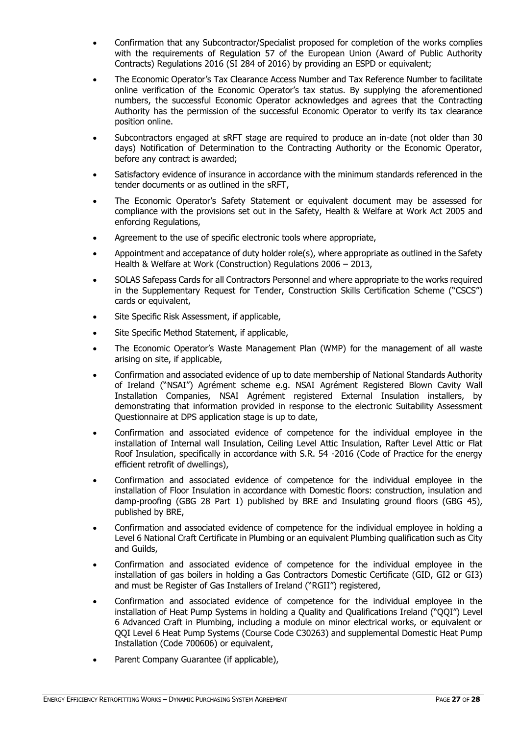- Confirmation that any Subcontractor/Specialist proposed for completion of the works complies with the requirements of Regulation 57 of the European Union (Award of Public Authority Contracts) Regulations 2016 (SI 284 of 2016) by providing an ESPD or equivalent;
- The Economic Operator's Tax Clearance Access Number and Tax Reference Number to facilitate online verification of the Economic Operator's tax status. By supplying the aforementioned numbers, the successful Economic Operator acknowledges and agrees that the Contracting Authority has the permission of the successful Economic Operator to verify its tax clearance position online.
- Subcontractors engaged at sRFT stage are required to produce an in-date (not older than 30 days) Notification of Determination to the Contracting Authority or the Economic Operator, before any contract is awarded;
- Satisfactory evidence of insurance in accordance with the minimum standards referenced in the tender documents or as outlined in the sRFT,
- The Economic Operator's Safety Statement or equivalent document may be assessed for compliance with the provisions set out in the Safety, Health & Welfare at Work Act 2005 and enforcing Regulations,
- Agreement to the use of specific electronic tools where appropriate,
- Appointment and accepatance of duty holder role(s), where appropriate as outlined in the Safety Health & Welfare at Work (Construction) Regulations 2006 – 2013,
- SOLAS Safepass Cards for all Contractors Personnel and where appropriate to the works required in the Supplementary Request for Tender, Construction Skills Certification Scheme ("CSCS") cards or equivalent,
- Site Specific Risk Assessment, if applicable,
- Site Specific Method Statement, if applicable,
- The Economic Operator's Waste Management Plan (WMP) for the management of all waste arising on site, if applicable,
- Confirmation and associated evidence of up to date membership of National Standards Authority of Ireland ("NSAI") Agrément scheme e.g. NSAI Agrément Registered Blown Cavity Wall Installation Companies, NSAI Agrément registered External Insulation installers, by demonstrating that information provided in response to the electronic Suitability Assessment Questionnaire at DPS application stage is up to date,
- Confirmation and associated evidence of competence for the individual employee in the installation of Internal wall Insulation, Ceiling Level Attic Insulation, Rafter Level Attic or Flat Roof Insulation, specifically in accordance with S.R. 54 -2016 (Code of Practice for the energy efficient retrofit of dwellings),
- Confirmation and associated evidence of competence for the individual employee in the installation of Floor Insulation in accordance with Domestic floors: construction, insulation and damp-proofing (GBG 28 Part 1) published by BRE and Insulating ground floors (GBG 45), published by BRE,
- Confirmation and associated evidence of competence for the individual employee in holding a Level 6 National Craft Certificate in Plumbing or an equivalent Plumbing qualification such as City and Guilds,
- Confirmation and associated evidence of competence for the individual employee in the installation of gas boilers in holding a Gas Contractors Domestic Certificate (GID, GI2 or GI3) and must be Register of Gas Installers of Ireland ("RGII") registered,
- Confirmation and associated evidence of competence for the individual employee in the installation of Heat Pump Systems in holding a Quality and Qualifications Ireland ("QQI") Level 6 Advanced Craft in Plumbing, including a module on minor electrical works, or equivalent or QQI Level 6 Heat Pump Systems (Course Code C30263) and supplemental Domestic Heat Pump Installation (Code 700606) or equivalent,
- Parent Company Guarantee (if applicable),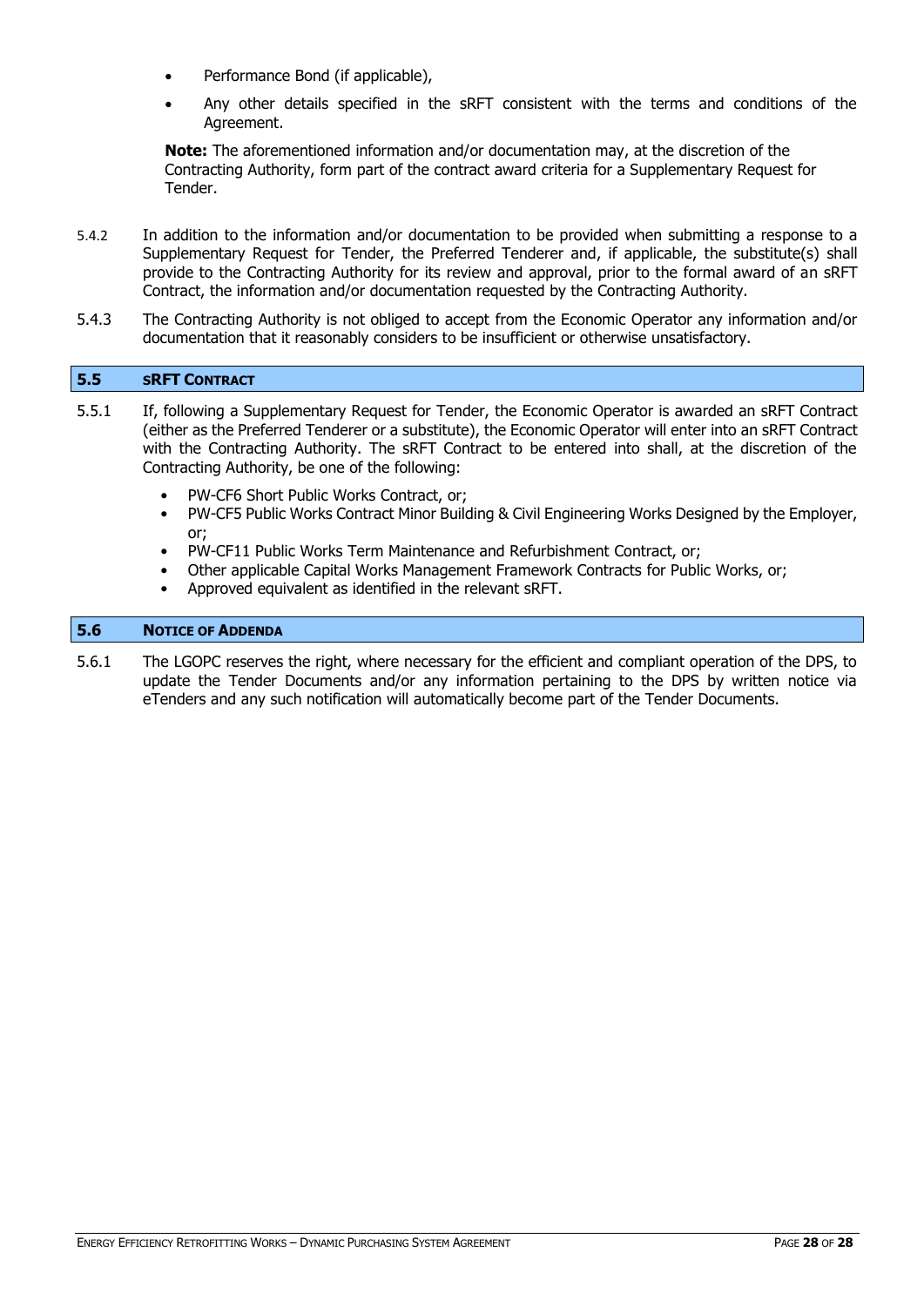- Performance Bond (if applicable),
- Any other details specified in the sRFT consistent with the terms and conditions of the Agreement.

**Note:** The aforementioned information and/or documentation may, at the discretion of the Contracting Authority, form part of the contract award criteria for a Supplementary Request for Tender.

5.4.2 In addition to the information and/or documentation to be provided when submitting a response to a Supplementary Request for Tender, the Preferred Tenderer and, if applicable, the substitute(s) shall provide to the Contracting Authority for its review and approval, prior to the formal award of an sRFT Contract, the information and/or documentation requested by the Contracting Authority.

5.4.3 The Contracting Authority is not obliged to accept from the Economic Operator any information and/or documentation that it reasonably considers to be insufficient or otherwise unsatisfactory.

## 5.5 sRFT Contract

5.5.1 If, following a Supplementary Request for Tender, the Economic Operator is awarded an sRFT Contract (either as the Preferred Tenderer or a substitute), the Economic Operator will enter into an sRFT Contract with the Contracting Authority. The sRFT Contract to be entered into shall, at the discretion of the Contracting Authority, be one of the following:

- PW-CF6 Short Public Works Contract, or;
- PW-CF5 Public Works Contract Minor Building & Civil Engineering Works Designed by the Employer, or;
- PW-CF11 Public Works Term Maintenance and Refurbishment Contract, or;
- Other applicable Capital Works Management Framework Contracts for Public Works, or;
- Approved equivalent as identified in the relevant sRFT.

## 5.6 Notice of Addenda

5.6.1 The LGOPC reserves the right, where necessary for the efficient and compliant operation of the DPS, to update the Tender Documents and/or any information pertaining to the DPS by written notice via eTenders and any such notification will automatically become part of the Tender Documents.